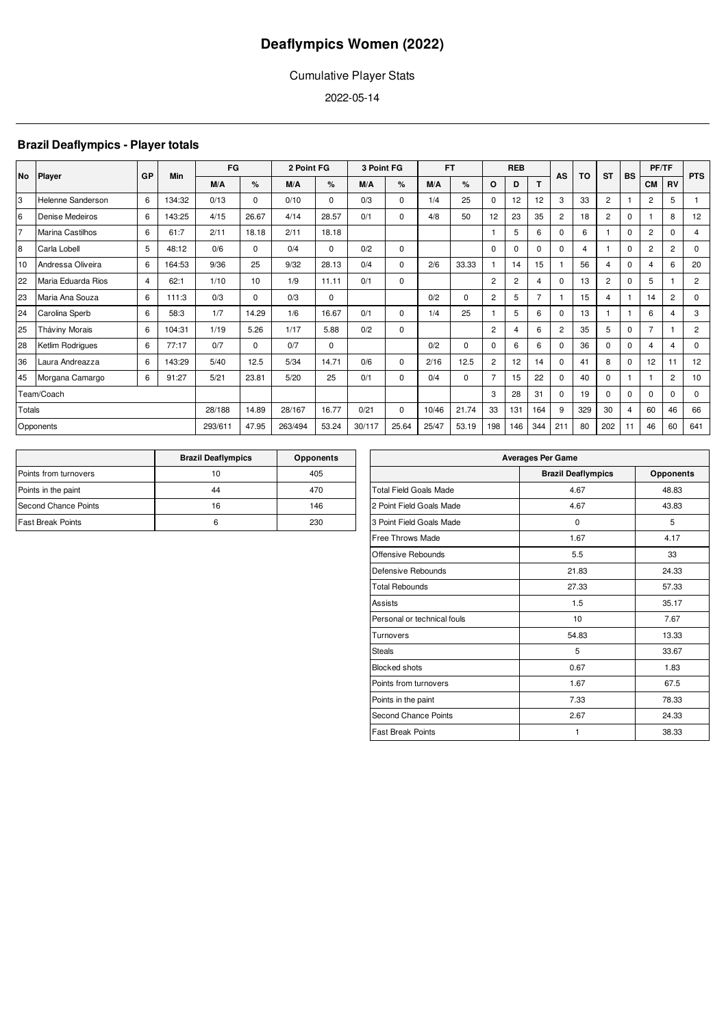# Deaflympics Women (2022)

Cumulative Player Stats

2022-05-14

## Brazil Deaflympics - Player totals

| No | Player | GP | Min | FG | | 2 Point FG | | 3 Point FG | | FT | | REB | | | AS | TO | ST | BS | PF/TF | | PTS |
|---|---|---|---|---|---|---|---|---|---|---|---|---|---|---|---|---|---|---|---|---|---|
| | | | | M/A | % | M/A | % | M/A | % | M/A | % | O | D | T | | | | | CM | RV | |
| 3 | Helenne Sanderson | 6 | 134:32 | 0/13 | 0 | 0/10 | 0 | 0/3 | 0 | 1/4 | 25 | 0 | 12 | 12 | 3 | 33 | 2 | 1 | 2 | 5 | 1 |
| 6 | Denise Medeiros | 6 | 143:25 | 4/15 | 26.67 | 4/14 | 28.57 | 0/1 | 0 | 4/8 | 50 | 12 | 23 | 35 | 2 | 18 | 2 | 0 | 1 | 8 | 12 |
| 7 | Marina Castilhos | 6 | 61:7 | 2/11 | 18.18 | 2/11 | 18.18 | | | | | 1 | 5 | 6 | 0 | 6 | 1 | 0 | 2 | 0 | 4 |
| 8 | Carla Lobell | 5 | 48:12 | 0/6 | 0 | 0/4 | 0 | 0/2 | 0 | | | 0 | 0 | 0 | 0 | 4 | 1 | 0 | 2 | 2 | 0 |
| 10 | Andressa Oliveira | 6 | 164:53 | 9/36 | 25 | 9/32 | 28.13 | 0/4 | 0 | 2/6 | 33.33 | 1 | 14 | 15 | 1 | 56 | 4 | 0 | 4 | 6 | 20 |
| 22 | Maria Eduarda Rios | 4 | 62:1 | 1/10 | 10 | 1/9 | 11.11 | 0/1 | 0 | | | 2 | 2 | 4 | 0 | 13 | 2 | 0 | 5 | 1 | 2 |
| 23 | Maria Ana Souza | 6 | 111:3 | 0/3 | 0 | 0/3 | 0 | | | 0/2 | 0 | 2 | 5 | 7 | 1 | 15 | 4 | 1 | 14 | 2 | 0 |
| 24 | Carolina Sperb | 6 | 58:3 | 1/7 | 14.29 | 1/6 | 16.67 | 0/1 | 0 | 1/4 | 25 | 1 | 5 | 6 | 0 | 13 | 1 | 1 | 6 | 4 | 3 |
| 25 | Tháviny Morais | 6 | 104:31 | 1/19 | 5.26 | 1/17 | 5.88 | 0/2 | 0 | | | 2 | 4 | 6 | 2 | 35 | 5 | 0 | 7 | 1 | 2 |
| 28 | Ketlim Rodrigues | 6 | 77:17 | 0/7 | 0 | 0/7 | 0 | | | 0/2 | 0 | 0 | 6 | 6 | 0 | 36 | 0 | 0 | 4 | 4 | 0 |
| 36 | Laura Andreazza | 6 | 143:29 | 5/40 | 12.5 | 5/34 | 14.71 | 0/6 | 0 | 2/16 | 12.5 | 2 | 12 | 14 | 0 | 41 | 8 | 0 | 12 | 11 | 12 |
| 45 | Morgana Camargo | 6 | 91:27 | 5/21 | 23.81 | 5/20 | 25 | 0/1 | 0 | 0/4 | 0 | 7 | 15 | 22 | 0 | 40 | 0 | 1 | 1 | 2 | 10 |
| Team/Coach | | | | | | | | | | | | 3 | 28 | 31 | 0 | 19 | 0 | 0 | 0 | 0 | 0 |
| Totals | | | | 28/188 | 14.89 | 28/167 | 16.77 | 0/21 | 0 | 10/46 | 21.74 | 33 | 131 | 164 | 9 | 329 | 30 | 4 | 60 | 46 | 66 |
| Opponents | | | | 293/611 | 47.95 | 263/494 | 53.24 | 30/117 | 25.64 | 25/47 | 53.19 | 198 | 146 | 344 | 211 | 80 | 202 | 11 | 46 | 60 | 641 |

| | Brazil Deaflympics | Opponents |
|---|---|---|
| Points from turnovers | 10 | 405 |
| Points in the paint | 44 | 470 |
| Second Chance Points | 16 | 146 |
| Fast Break Points | 6 | 230 |

| Averages Per Game | Brazil Deaflympics | Opponents |
|---|---|---|
| Total Field Goals Made | 4.67 | 48.83 |
| 2 Point Field Goals Made | 4.67 | 43.83 |
| 3 Point Field Goals Made | 0 | 5 |
| Free Throws Made | 1.67 | 4.17 |
| Offensive Rebounds | 5.5 | 33 |
| Defensive Rebounds | 21.83 | 24.33 |
| Total Rebounds | 27.33 | 57.33 |
| Assists | 1.5 | 35.17 |
| Personal or technical fouls | 10 | 7.67 |
| Turnovers | 54.83 | 13.33 |
| Steals | 5 | 33.67 |
| Blocked shots | 0.67 | 1.83 |
| Points from turnovers | 1.67 | 67.5 |
| Points in the paint | 7.33 | 78.33 |
| Second Chance Points | 2.67 | 24.33 |
| Fast Break Points | 1 | 38.33 |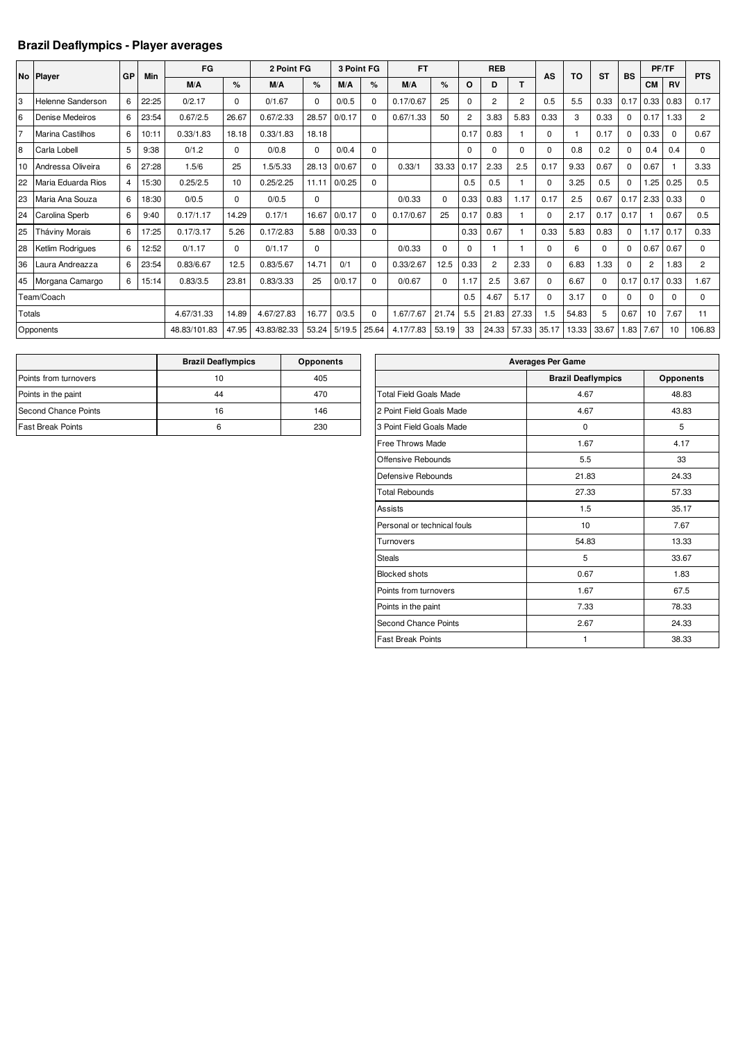## Brazil Deaflympics - Player averages

| No | Player | GP | Min | FG | | 2 Point FG | | 3 Point FG | | FT | | REB | | | AS | TO | ST | BS | PF/TF | | PTS |
|---|---|---|---|---|---|---|---|---|---|---|---|---|---|---|---|---|---|---|---|---|---|
| | | | | M/A | % | M/A | % | M/A | % | M/A | % | O | D | T | | | | | CM | RV | |
| 3 | Helenne Sanderson | 6 | 22:25 | 0/2.17 | 0 | 0/1.67 | 0 | 0/0.5 | 0 | 0.17/0.67 | 25 | 0 | 2 | 2 | 0.5 | 5.5 | 0.33 | 0.17 | 0.33 | 0.83 | 0.17 |
| 6 | Denise Medeiros | 6 | 23:54 | 0.67/2.5 | 26.67 | 0.67/2.33 | 28.57 | 0/0.17 | 0 | 0.67/1.33 | 50 | 2 | 3.83 | 5.83 | 0.33 | 3 | 0.33 | 0 | 0.17 | 1.33 | 2 |
| 7 | Marina Castilhos | 6 | 10:11 | 0.33/1.83 | 18.18 | 0.33/1.83 | 18.18 | | | | | 0.17 | 0.83 | 1 | 0 | 1 | 0.17 | 0 | 0.33 | 0 | 0.67 |
| 8 | Carla Lobell | 5 | 9:38 | 0/1.2 | 0 | 0/0.8 | 0 | 0/0.4 | 0 | | | 0 | 0 | 0 | 0 | 0.8 | 0.2 | 0 | 0.4 | 0.4 | 0 |
| 10 | Andressa Oliveira | 6 | 27:28 | 1.5/6 | 25 | 1.5/5.33 | 28.13 | 0/0.67 | 0 | 0.33/1 | 33.33 | 0.17 | 2.33 | 2.5 | 0.17 | 9.33 | 0.67 | 0 | 0.67 | 1 | 3.33 |
| 22 | Maria Eduarda Rios | 4 | 15:30 | 0.25/2.5 | 10 | 0.25/2.25 | 11.11 | 0/0.25 | 0 | | | 0.5 | 0.5 | 1 | 0 | 3.25 | 0.5 | 0 | 1.25 | 0.25 | 0.5 |
| 23 | Maria Ana Souza | 6 | 18:30 | 0/0.5 | 0 | 0/0.5 | 0 | | | 0/0.33 | 0 | 0.33 | 0.83 | 1.17 | 0.17 | 2.5 | 0.67 | 0.17 | 2.33 | 0.33 | 0 |
| 24 | Carolina Sperb | 6 | 9:40 | 0.17/1.17 | 14.29 | 0.17/1 | 16.67 | 0/0.17 | 0 | 0.17/0.67 | 25 | 0.17 | 0.83 | 1 | 0 | 2.17 | 0.17 | 0.17 | 1 | 0.67 | 0.5 |
| 25 | Tháviny Morais | 6 | 17:25 | 0.17/3.17 | 5.26 | 0.17/2.83 | 5.88 | 0/0.33 | 0 | | | 0.33 | 0.67 | 1 | 0.33 | 5.83 | 0.83 | 0 | 1.17 | 0.17 | 0.33 |
| 28 | Ketlim Rodrigues | 6 | 12:52 | 0/1.17 | 0 | 0/1.17 | 0 | | | 0/0.33 | 0 | 0 | 1 | 1 | 0 | 6 | 0 | 0 | 0.67 | 0.67 | 0 |
| 36 | Laura Andreazza | 6 | 23:54 | 0.83/6.67 | 12.5 | 0.83/5.67 | 14.71 | 0/1 | 0 | 0.33/2.67 | 12.5 | 0.33 | 2 | 2.33 | 0 | 6.83 | 1.33 | 0 | 2 | 1.83 | 2 |
| 45 | Morgana Camargo | 6 | 15:14 | 0.83/3.5 | 23.81 | 0.83/3.33 | 25 | 0/0.17 | 0 | 0/0.67 | 0 | 1.17 | 2.5 | 3.67 | 0 | 6.67 | 0 | 0.17 | 0.17 | 0.33 | 1.67 |
| Team/Coach | | | | | | | | | | | | 0.5 | 4.67 | 5.17 | 0 | 3.17 | 0 | 0 | 0 | 0 | 0 |
| Totals | | | | 4.67/31.33 | 14.89 | 4.67/27.83 | 16.77 | 0/3.5 | 0 | 1.67/7.67 | 21.74 | 5.5 | 21.83 | 27.33 | 1.5 | 54.83 | 5 | 0.67 | 10 | 7.67 | 11 |
| Opponents | | | | 48.83/101.83 | 47.95 | 43.83/82.33 | 53.24 | 5/19.5 | 25.64 | 4.17/7.83 | 53.19 | 33 | 24.33 | 57.33 | 35.17 | 13.33 | 33.67 | 1.83 | 7.67 | 10 | 106.83 |

| | Brazil Deaflympics | Opponents |
|---|---|---|
| Points from turnovers | 10 | 405 |
| Points in the paint | 44 | 470 |
| Second Chance Points | 16 | 146 |
| Fast Break Points | 6 | 230 |

| Averages Per Game | | |
|---|---|---|
| | Brazil Deaflympics | Opponents |
| Total Field Goals Made | 4.67 | 48.83 |
| 2 Point Field Goals Made | 4.67 | 43.83 |
| 3 Point Field Goals Made | 0 | 5 |
| Free Throws Made | 1.67 | 4.17 |
| Offensive Rebounds | 5.5 | 33 |
| Defensive Rebounds | 21.83 | 24.33 |
| Total Rebounds | 27.33 | 57.33 |
| Assists | 1.5 | 35.17 |
| Personal or technical fouls | 10 | 7.67 |
| Turnovers | 54.83 | 13.33 |
| Steals | 5 | 33.67 |
| Blocked shots | 0.67 | 1.83 |
| Points from turnovers | 1.67 | 67.5 |
| Points in the paint | 7.33 | 78.33 |
| Second Chance Points | 2.67 | 24.33 |
| Fast Break Points | 1 | 38.33 |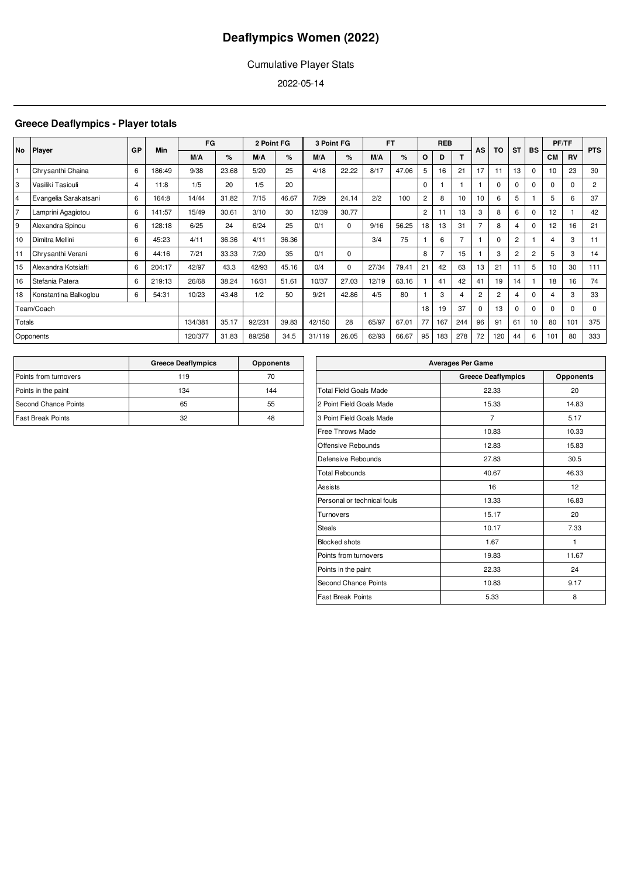# Deaflympics Women (2022)

Cumulative Player Stats

2022-05-14

## Greece Deaflympics - Player totals

| No | Player | GP | Min | FG | | 2 Point FG | | 3 Point FG | | FT | | REB | | | AS | TO | ST | BS | PF/TF | | PTS |
|---|---|---|---|---|---|---|---|---|---|---|---|---|---|---|---|---|---|---|---|---|---|
| | | | | M/A | % | M/A | % | M/A | % | M/A | % | O | D | T | | | | | CM | RV | |
| 1 | Chrysanthi Chaina | 6 | 186:49 | 9/38 | 23.68 | 5/20 | 25 | 4/18 | 22.22 | 8/17 | 47.06 | 5 | 16 | 21 | 17 | 11 | 13 | 0 | 10 | 23 | 30 |
| 3 | Vasiliki Tasiouli | 4 | 11:8 | 1/5 | 20 | 1/5 | 20 | | | | | 0 | 1 | 1 | 1 | 0 | 0 | 0 | 0 | 0 | 2 |
| 4 | Evangelia Sarakatsani | 6 | 164:8 | 14/44 | 31.82 | 7/15 | 46.67 | 7/29 | 24.14 | 2/2 | 100 | 2 | 8 | 10 | 10 | 6 | 5 | 1 | 5 | 6 | 37 |
| 7 | Lamprini Agagiotou | 6 | 141:57 | 15/49 | 30.61 | 3/10 | 30 | 12/39 | 30.77 | | | 2 | 11 | 13 | 3 | 8 | 6 | 0 | 12 | 1 | 42 |
| 9 | Alexandra Spinou | 6 | 128:18 | 6/25 | 24 | 6/24 | 25 | 0/1 | 0 | 9/16 | 56.25 | 18 | 13 | 31 | 7 | 8 | 4 | 0 | 12 | 16 | 21 |
| 10 | Dimitra Mellini | 6 | 45:23 | 4/11 | 36.36 | 4/11 | 36.36 | | | 3/4 | 75 | 1 | 6 | 7 | 1 | 0 | 2 | 1 | 4 | 3 | 11 |
| 11 | Chrysanthi Verani | 6 | 44:16 | 7/21 | 33.33 | 7/20 | 35 | 0/1 | 0 | | | 8 | 7 | 15 | 1 | 3 | 2 | 2 | 5 | 3 | 14 |
| 15 | Alexandra Kotsiafti | 6 | 204:17 | 42/97 | 43.3 | 42/93 | 45.16 | 0/4 | 0 | 27/34 | 79.41 | 21 | 42 | 63 | 13 | 21 | 11 | 5 | 10 | 30 | 111 |
| 16 | Stefania Patera | 6 | 219:13 | 26/68 | 38.24 | 16/31 | 51.61 | 10/37 | 27.03 | 12/19 | 63.16 | 1 | 41 | 42 | 41 | 19 | 14 | 1 | 18 | 16 | 74 |
| 18 | Konstantina Balkoglou | 6 | 54:31 | 10/23 | 43.48 | 1/2 | 50 | 9/21 | 42.86 | 4/5 | 80 | 1 | 3 | 4 | 2 | 2 | 4 | 0 | 4 | 3 | 33 |
| Team/Coach | | | | | | | | | | | | 18 | 19 | 37 | 0 | 13 | 0 | 0 | 0 | 0 | 0 |
| Totals | | | | 134/381 | 35.17 | 92/231 | 39.83 | 42/150 | 28 | 65/97 | 67.01 | 77 | 167 | 244 | 96 | 91 | 61 | 10 | 80 | 101 | 375 |
| Opponents | | | | 120/377 | 31.83 | 89/258 | 34.5 | 31/119 | 26.05 | 62/93 | 66.67 | 95 | 183 | 278 | 72 | 120 | 44 | 6 | 101 | 80 | 333 |

| | Greece Deaflympics | Opponents |
|---|---|---|
| Points from turnovers | 119 | 70 |
| Points in the paint | 134 | 144 |
| Second Chance Points | 65 | 55 |
| Fast Break Points | 32 | 48 |

| Averages Per Game | | |
|---|---|---|
| | Greece Deaflympics | Opponents |
| Total Field Goals Made | 22.33 | 20 |
| 2 Point Field Goals Made | 15.33 | 14.83 |
| 3 Point Field Goals Made | 7 | 5.17 |
| Free Throws Made | 10.83 | 10.33 |
| Offensive Rebounds | 12.83 | 15.83 |
| Defensive Rebounds | 27.83 | 30.5 |
| Total Rebounds | 40.67 | 46.33 |
| Assists | 16 | 12 |
| Personal or technical fouls | 13.33 | 16.83 |
| Turnovers | 15.17 | 20 |
| Steals | 10.17 | 7.33 |
| Blocked shots | 1.67 | 1 |
| Points from turnovers | 19.83 | 11.67 |
| Points in the paint | 22.33 | 24 |
| Second Chance Points | 10.83 | 9.17 |
| Fast Break Points | 5.33 | 8 |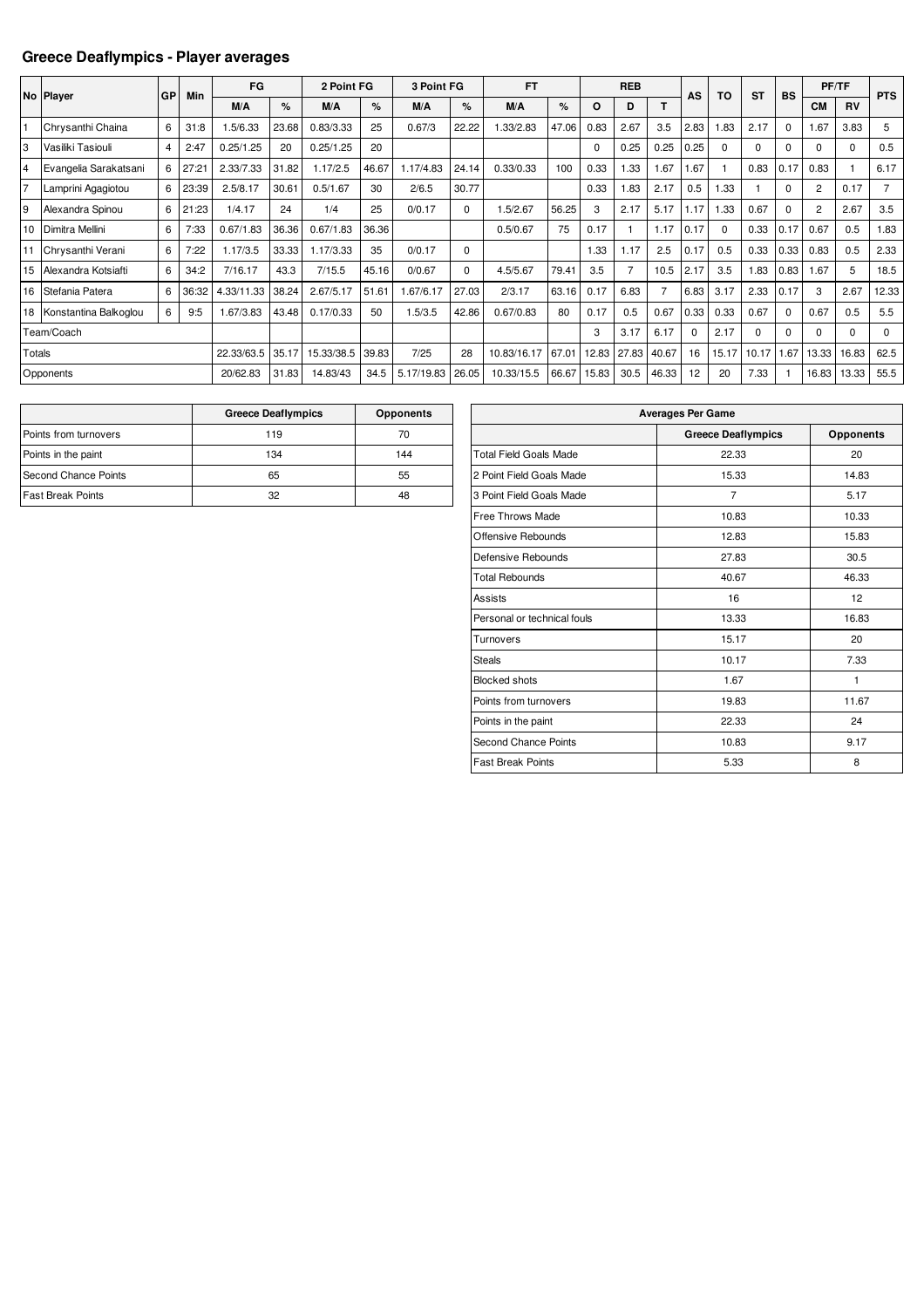## Greece Deaflympics - Player averages

| No | Player | GP | Min | FG | | 2 Point FG | | 3 Point FG | | FT | | REB | | | AS | TO | ST | BS | PF/TF | | PTS |
|---|---|---|---|---|---|---|---|---|---|---|---|---|---|---|---|---|---|---|---|---|---|
| | | | | M/A | % | M/A | % | M/A | % | M/A | % | O | D | T | | | | | CM | RV | |
| 1 | Chrysanthi Chaina | 6 | 31:8 | 1.5/6.33 | 23.68 | 0.83/3.33 | 25 | 0.67/3 | 22.22 | 1.33/2.83 | 47.06 | 0.83 | 2.67 | 3.5 | 2.83 | 1.83 | 2.17 | 0 | 1.67 | 3.83 | 5 |
| 3 | Vasiliki Tasiouli | 4 | 2:47 | 0.25/1.25 | 20 | 0.25/1.25 | 20 | | | | | 0 | 0.25 | 0.25 | 0.25 | 0 | 0 | 0 | 0 | 0 | 0.5 |
| 4 | Evangelia Sarakatsani | 6 | 27:21 | 2.33/7.33 | 31.82 | 1.17/2.5 | 46.67 | 1.17/4.83 | 24.14 | 0.33/0.33 | 100 | 0.33 | 1.33 | 1.67 | 1.67 | 1 | 0.83 | 0.17 | 0.83 | 1 | 6.17 |
| 7 | Lamprini Agagiotou | 6 | 23:39 | 2.5/8.17 | 30.61 | 0.5/1.67 | 30 | 2/6.5 | 30.77 | | | 0.33 | 1.83 | 2.17 | 0.5 | 1.33 | 1 | 0 | 2 | 0.17 | 7 |
| 9 | Alexandra Spinou | 6 | 21:23 | 1/4.17 | 24 | 1/4 | 25 | 0/0.17 | 0 | 1.5/2.67 | 56.25 | 3 | 2.17 | 5.17 | 1.17 | 1.33 | 0.67 | 0 | 2 | 2.67 | 3.5 |
| 10 | Dimitra Mellini | 6 | 7:33 | 0.67/1.83 | 36.36 | 0.67/1.83 | 36.36 | | | 0.5/0.67 | 75 | 0.17 | 1 | 1.17 | 0.17 | 0 | 0.33 | 0.17 | 0.67 | 0.5 | 1.83 |
| 11 | Chrysanthi Verani | 6 | 7:22 | 1.17/3.5 | 33.33 | 1.17/3.33 | 35 | 0/0.17 | 0 | | | 1.33 | 1.17 | 2.5 | 0.17 | 0.5 | 0.33 | 0.33 | 0.83 | 0.5 | 2.33 |
| 15 | Alexandra Kotsiafti | 6 | 34:2 | 7/16.17 | 43.3 | 7/15.5 | 45.16 | 0/0.67 | 0 | 4.5/5.67 | 79.41 | 3.5 | 7 | 10.5 | 2.17 | 3.5 | 1.83 | 0.83 | 1.67 | 5 | 18.5 |
| 16 | Stefania Patera | 6 | 36:32 | 4.33/11.33 | 38.24 | 2.67/5.17 | 51.61 | 1.67/6.17 | 27.03 | 2/3.17 | 63.16 | 0.17 | 6.83 | 7 | 6.83 | 3.17 | 2.33 | 0.17 | 3 | 2.67 | 12.33 |
| 18 | Konstantina Balkoglou | 6 | 9:5 | 1.67/3.83 | 43.48 | 0.17/0.33 | 50 | 1.5/3.5 | 42.86 | 0.67/0.83 | 80 | 0.17 | 0.5 | 0.67 | 0.33 | 0.33 | 0.67 | 0 | 0.67 | 0.5 | 5.5 |
| Team/Coach | | | | | | | | | | | | 3 | 3.17 | 6.17 | 0 | 2.17 | 0 | 0 | 0 | 0 | 0 |
| Totals | | | | 22.33/63.5 | 35.17 | 15.33/38.5 | 39.83 | 7/25 | 28 | 10.83/16.17 | 67.01 | 12.83 | 27.83 | 40.67 | 16 | 15.17 | 10.17 | 1.67 | 13.33 | 16.83 | 62.5 |
| Opponents | | | | 20/62.83 | 31.83 | 14.83/43 | 34.5 | 5.17/19.83 | 26.05 | 10.33/15.5 | 66.67 | 15.83 | 30.5 | 46.33 | 12 | 20 | 7.33 | 1 | 16.83 | 13.33 | 55.5 |

| | Greece Deaflympics | Opponents |
|---|---|---|
| Points from turnovers | 119 | 70 |
| Points in the paint | 134 | 144 |
| Second Chance Points | 65 | 55 |
| Fast Break Points | 32 | 48 |

| Averages Per Game | | |
|---|---|---|
| | Greece Deaflympics | Opponents |
| Total Field Goals Made | 22.33 | 20 |
| 2 Point Field Goals Made | 15.33 | 14.83 |
| 3 Point Field Goals Made | 7 | 5.17 |
| Free Throws Made | 10.83 | 10.33 |
| Offensive Rebounds | 12.83 | 15.83 |
| Defensive Rebounds | 27.83 | 30.5 |
| Total Rebounds | 40.67 | 46.33 |
| Assists | 16 | 12 |
| Personal or technical fouls | 13.33 | 16.83 |
| Turnovers | 15.17 | 20 |
| Steals | 10.17 | 7.33 |
| Blocked shots | 1.67 | 1 |
| Points from turnovers | 19.83 | 11.67 |
| Points in the paint | 22.33 | 24 |
| Second Chance Points | 10.83 | 9.17 |
| Fast Break Points | 5.33 | 8 |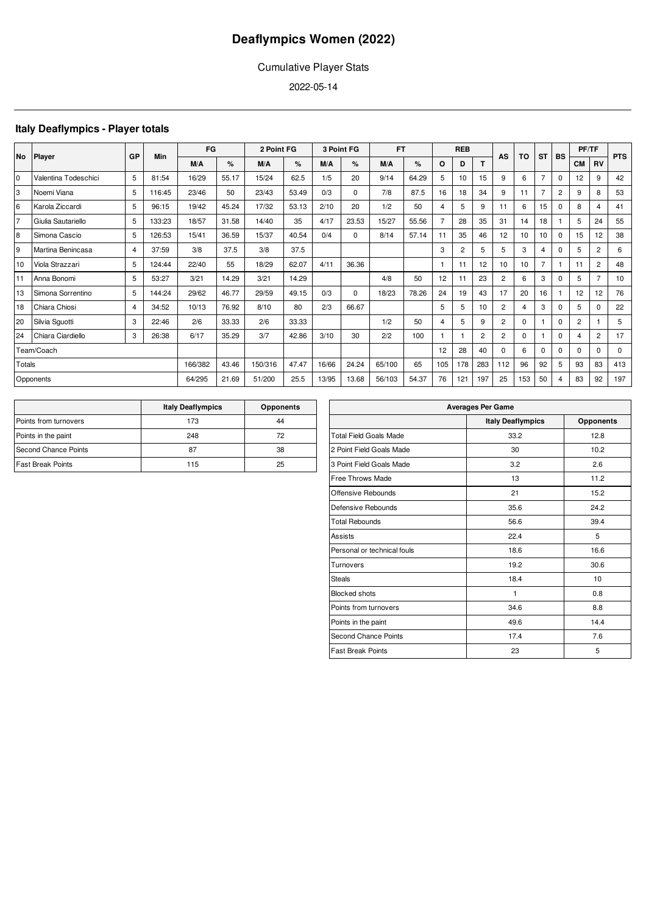# Deaflympics Women (2022)

Cumulative Player Stats

2022-05-14

## Italy Deaflympics - Player totals

| No | Player | GP | Min | FG | | 2 Point FG | | 3 Point FG | | FT | | REB | | | AS | TO | ST | BS | PF/TF | | PTS |
|---|---|---|---|---|---|---|---|---|---|---|---|---|---|---|---|---|---|---|---|---|---|
| | | | | M/A | % | M/A | % | M/A | % | M/A | % | O | D | T | | | | | CM | RV | |
| 0 | Valentina Todeschici | 5 | 81:54 | 16/29 | 55.17 | 15/24 | 62.5 | 1/5 | 20 | 9/14 | 64.29 | 5 | 10 | 15 | 9 | 6 | 7 | 0 | 12 | 9 | 42 |
| 3 | Noemi Viana | 5 | 116:45 | 23/46 | 50 | 23/43 | 53.49 | 0/3 | 0 | 7/8 | 87.5 | 16 | 18 | 34 | 9 | 11 | 7 | 2 | 9 | 8 | 53 |
| 6 | Karola Ziccardi | 5 | 96:15 | 19/42 | 45.24 | 17/32 | 53.13 | 2/10 | 20 | 1/2 | 50 | 4 | 5 | 9 | 11 | 6 | 15 | 0 | 8 | 4 | 41 |
| 7 | Giulia Sautariello | 5 | 133:23 | 18/57 | 31.58 | 14/40 | 35 | 4/17 | 23.53 | 15/27 | 55.56 | 7 | 28 | 35 | 31 | 14 | 18 | 1 | 5 | 24 | 55 |
| 8 | Simona Cascio | 5 | 126:53 | 15/41 | 36.59 | 15/37 | 40.54 | 0/4 | 0 | 8/14 | 57.14 | 11 | 35 | 46 | 12 | 10 | 10 | 0 | 15 | 12 | 38 |
| 9 | Martina Benincasa | 4 | 37:59 | 3/8 | 37.5 | 3/8 | 37.5 | | | | | 3 | 2 | 5 | 5 | 3 | 4 | 0 | 5 | 2 | 6 |
| 10 | Viola Strazzari | 5 | 124:44 | 22/40 | 55 | 18/29 | 62.07 | 4/11 | 36.36 | | | 1 | 11 | 12 | 10 | 10 | 7 | 1 | 11 | 2 | 48 |
| 11 | Anna Bonomi | 5 | 53:27 | 3/21 | 14.29 | 3/21 | 14.29 | | | 4/8 | 50 | 12 | 11 | 23 | 2 | 6 | 3 | 0 | 5 | 7 | 10 |
| 13 | Simona Sorrentino | 5 | 144:24 | 29/62 | 46.77 | 29/59 | 49.15 | 0/3 | 0 | 18/23 | 78.26 | 24 | 19 | 43 | 17 | 20 | 16 | 1 | 12 | 12 | 76 |
| 18 | Chiara Chiosi | 4 | 34:52 | 10/13 | 76.92 | 8/10 | 80 | 2/3 | 66.67 | | | 5 | 5 | 10 | 2 | 4 | 3 | 0 | 5 | 0 | 22 |
| 20 | Silvia Sguotti | 3 | 22:46 | 2/6 | 33.33 | 2/6 | 33.33 | | | 1/2 | 50 | 4 | 5 | 9 | 2 | 0 | 1 | 0 | 2 | 1 | 5 |
| 24 | Chiara Ciardiello | 3 | 26:38 | 6/17 | 35.29 | 3/7 | 42.86 | 3/10 | 30 | 2/2 | 100 | 1 | 1 | 2 | 2 | 0 | 1 | 0 | 4 | 2 | 17 |
| Team/Coach | | | | | | | | | | | | 12 | 28 | 40 | 0 | 6 | 0 | 0 | 0 | 0 | 0 |
| Totals | | | | 166/382 | 43.46 | 150/316 | 47.47 | 16/66 | 24.24 | 65/100 | 65 | 105 | 178 | 283 | 112 | 96 | 92 | 5 | 93 | 83 | 413 |
| Opponents | | | | 64/295 | 21.69 | 51/200 | 25.5 | 13/95 | 13.68 | 56/103 | 54.37 | 76 | 121 | 197 | 25 | 153 | 50 | 4 | 83 | 92 | 197 |

| | Italy Deaflympics | Opponents |
|---|---|---|
| Points from turnovers | 173 | 44 |
| Points in the paint | 248 | 72 |
| Second Chance Points | 87 | 38 |
| Fast Break Points | 115 | 25 |

| Averages Per Game | | |
|---|---|---|
| | Italy Deaflympics | Opponents |
| Total Field Goals Made | 33.2 | 12.8 |
| 2 Point Field Goals Made | 30 | 10.2 |
| 3 Point Field Goals Made | 3.2 | 2.6 |
| Free Throws Made | 13 | 11.2 |
| Offensive Rebounds | 21 | 15.2 |
| Defensive Rebounds | 35.6 | 24.2 |
| Total Rebounds | 56.6 | 39.4 |
| Assists | 22.4 | 5 |
| Personal or technical fouls | 18.6 | 16.6 |
| Turnovers | 19.2 | 30.6 |
| Steals | 18.4 | 10 |
| Blocked shots | 1 | 0.8 |
| Points from turnovers | 34.6 | 8.8 |
| Points in the paint | 49.6 | 14.4 |
| Second Chance Points | 17.4 | 7.6 |
| Fast Break Points | 23 | 5 |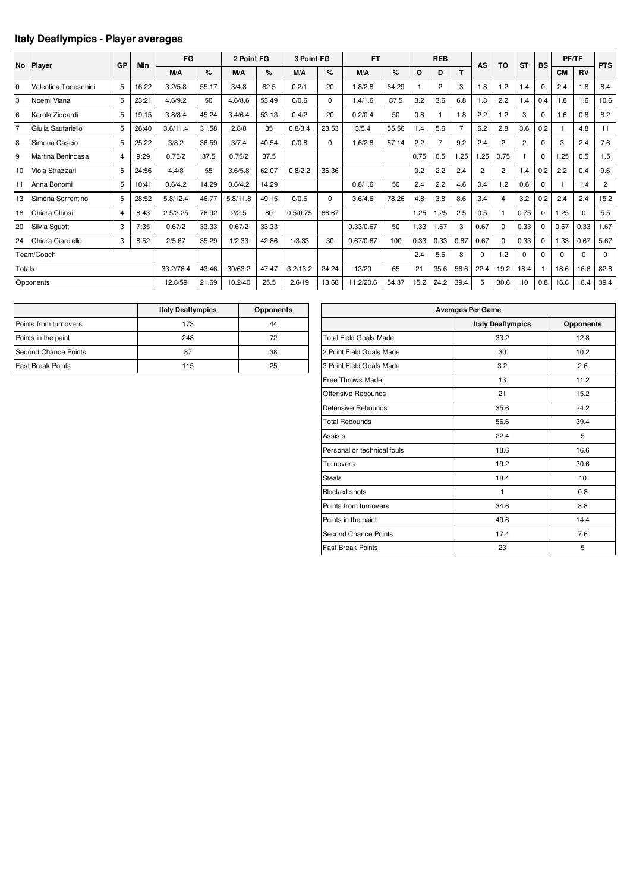## Italy Deaflympics - Player averages

| No | Player | GP | Min | FG | | 2 Point FG | | 3 Point FG | | FT | | REB | | | AS | TO | ST | BS | PF/TF | | PTS |
|---|---|---|---|---|---|---|---|---|---|---|---|---|---|---|---|---|---|---|---|---|---|
| | | | | M/A | % | M/A | % | M/A | % | M/A | % | O | D | T | | | | | CM | RV | |
| 0 | Valentina Todeschici | 5 | 16:22 | 3.2/5.8 | 55.17 | 3/4.8 | 62.5 | 0.2/1 | 20 | 1.8/2.8 | 64.29 | 1 | 2 | 3 | 1.8 | 1.2 | 1.4 | 0 | 2.4 | 1.8 | 8.4 |
| 3 | Noemi Viana | 5 | 23:21 | 4.6/9.2 | 50 | 4.6/8.6 | 53.49 | 0/0.6 | 0 | 1.4/1.6 | 87.5 | 3.2 | 3.6 | 6.8 | 1.8 | 2.2 | 1.4 | 0.4 | 1.8 | 1.6 | 10.6 |
| 6 | Karola Ziccardi | 5 | 19:15 | 3.8/8.4 | 45.24 | 3.4/6.4 | 53.13 | 0.4/2 | 20 | 0.2/0.4 | 50 | 0.8 | 1 | 1.8 | 2.2 | 1.2 | 3 | 0 | 1.6 | 0.8 | 8.2 |
| 7 | Giulia Sautariello | 5 | 26:40 | 3.6/11.4 | 31.58 | 2.8/8 | 35 | 0.8/3.4 | 23.53 | 3/5.4 | 55.56 | 1.4 | 5.6 | 7 | 6.2 | 2.8 | 3.6 | 0.2 | 1 | 4.8 | 11 |
| 8 | Simona Cascio | 5 | 25:22 | 3/8.2 | 36.59 | 3/7.4 | 40.54 | 0/0.8 | 0 | 1.6/2.8 | 57.14 | 2.2 | 7 | 9.2 | 2.4 | 2 | 2 | 0 | 3 | 2.4 | 7.6 |
| 9 | Martina Benincasa | 4 | 9:29 | 0.75/2 | 37.5 | 0.75/2 | 37.5 | | | | | 0.75 | 0.5 | 1.25 | 1.25 | 0.75 | 1 | 0 | 1.25 | 0.5 | 1.5 |
| 10 | Viola Strazzari | 5 | 24:56 | 4.4/8 | 55 | 3.6/5.8 | 62.07 | 0.8/2.2 | 36.36 | | | 0.2 | 2.2 | 2.4 | 2 | 2 | 1.4 | 0.2 | 2.2 | 0.4 | 9.6 |
| 11 | Anna Bonomi | 5 | 10:41 | 0.6/4.2 | 14.29 | 0.6/4.2 | 14.29 | | | 0.8/1.6 | 50 | 2.4 | 2.2 | 4.6 | 0.4 | 1.2 | 0.6 | 0 | 1 | 1.4 | 2 |
| 13 | Simona Sorrentino | 5 | 28:52 | 5.8/12.4 | 46.77 | 5.8/11.8 | 49.15 | 0/0.6 | 0 | 3.6/4.6 | 78.26 | 4.8 | 3.8 | 8.6 | 3.4 | 4 | 3.2 | 0.2 | 2.4 | 2.4 | 15.2 |
| 18 | Chiara Chiosi | 4 | 8:43 | 2.5/3.25 | 76.92 | 2/2.5 | 80 | 0.5/0.75 | 66.67 | | | 1.25 | 1.25 | 2.5 | 0.5 | 1 | 0.75 | 0 | 1.25 | 0 | 5.5 |
| 20 | Silvia Sguotti | 3 | 7:35 | 0.67/2 | 33.33 | 0.67/2 | 33.33 | | | 0.33/0.67 | 50 | 1.33 | 1.67 | 3 | 0.67 | 0 | 0.33 | 0 | 0.67 | 0.33 | 1.67 |
| 24 | Chiara Ciardiello | 3 | 8:52 | 2/5.67 | 35.29 | 1/2.33 | 42.86 | 1/3.33 | 30 | 0.67/0.67 | 100 | 0.33 | 0.33 | 0.67 | 0.67 | 0 | 0.33 | 0 | 1.33 | 0.67 | 5.67 |
| Team/Coach | | | | | | | | | | | | 2.4 | 5.6 | 8 | 0 | 1.2 | 0 | 0 | 0 | 0 | 0 |
| Totals | | | | 33.2/76.4 | 43.46 | 30/63.2 | 47.47 | 3.2/13.2 | 24.24 | 13/20 | 65 | 21 | 35.6 | 56.6 | 22.4 | 19.2 | 18.4 | 1 | 18.6 | 16.6 | 82.6 |
| Opponents | | | | 12.8/59 | 21.69 | 10.2/40 | 25.5 | 2.6/19 | 13.68 | 11.2/20.6 | 54.37 | 15.2 | 24.2 | 39.4 | 5 | 30.6 | 10 | 0.8 | 16.6 | 18.4 | 39.4 |

| | Italy Deaflympics | Opponents |
|---|---|---|
| Points from turnovers | 173 | 44 |
| Points in the paint | 248 | 72 |
| Second Chance Points | 87 | 38 |
| Fast Break Points | 115 | 25 |

| Averages Per Game | | |
|---|---|---|
| | Italy Deaflympics | Opponents |
| Total Field Goals Made | 33.2 | 12.8 |
| 2 Point Field Goals Made | 30 | 10.2 |
| 3 Point Field Goals Made | 3.2 | 2.6 |
| Free Throws Made | 13 | 11.2 |
| Offensive Rebounds | 21 | 15.2 |
| Defensive Rebounds | 35.6 | 24.2 |
| Total Rebounds | 56.6 | 39.4 |
| Assists | 22.4 | 5 |
| Personal or technical fouls | 18.6 | 16.6 |
| Turnovers | 19.2 | 30.6 |
| Steals | 18.4 | 10 |
| Blocked shots | 1 | 0.8 |
| Points from turnovers | 34.6 | 8.8 |
| Points in the paint | 49.6 | 14.4 |
| Second Chance Points | 17.4 | 7.6 |
| Fast Break Points | 23 | 5 |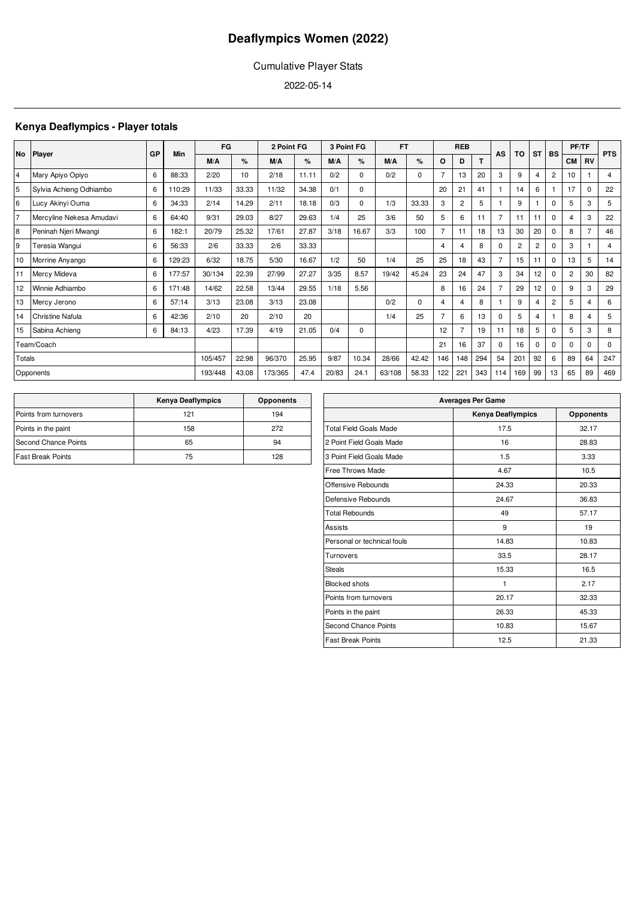# Deaflympics Women (2022)

Cumulative Player Stats

2022-05-14

## Kenya Deaflympics - Player totals

| No | Player | GP | Min | FG | | 2 Point FG | | 3 Point FG | | FT | | REB | | | AS | TO | ST | BS | PF/TF | | PTS |
|---|---|---|---|---|---|---|---|---|---|---|---|---|---|---|---|---|---|---|---|---|---|
| | | | | M/A | % | M/A | % | M/A | % | M/A | % | O | D | T | | | | | CM | RV | |
| 4 | Mary Apiyo Opiyo | 6 | 88:33 | 2/20 | 10 | 2/18 | 11.11 | 0/2 | 0 | 0/2 | 0 | 7 | 13 | 20 | 3 | 9 | 4 | 2 | 10 | 1 | 4 |
| 5 | Sylvia Achieng Odhiambo | 6 | 110:29 | 11/33 | 33.33 | 11/32 | 34.38 | 0/1 | 0 | | | 20 | 21 | 41 | 1 | 14 | 6 | 1 | 17 | 0 | 22 |
| 6 | Lucy Akinyi Ouma | 6 | 34:33 | 2/14 | 14.29 | 2/11 | 18.18 | 0/3 | 0 | 1/3 | 33.33 | 3 | 2 | 5 | 1 | 9 | 1 | 0 | 5 | 3 | 5 |
| 7 | Mercyline Nekesa Amudavi | 6 | 64:40 | 9/31 | 29.03 | 8/27 | 29.63 | 1/4 | 25 | 3/6 | 50 | 5 | 6 | 11 | 7 | 11 | 11 | 0 | 4 | 3 | 22 |
| 8 | Peninah Njeri Mwangi | 6 | 182:1 | 20/79 | 25.32 | 17/61 | 27.87 | 3/18 | 16.67 | 3/3 | 100 | 7 | 11 | 18 | 13 | 30 | 20 | 0 | 8 | 7 | 46 |
| 9 | Teresia Wangui | 6 | 56:33 | 2/6 | 33.33 | 2/6 | 33.33 | | | | | 4 | 4 | 8 | 0 | 2 | 2 | 0 | 3 | 1 | 4 |
| 10 | Morrine Anyango | 6 | 129:23 | 6/32 | 18.75 | 5/30 | 16.67 | 1/2 | 50 | 1/4 | 25 | 25 | 18 | 43 | 7 | 15 | 11 | 0 | 13 | 5 | 14 |
| 11 | Mercy Mideva | 6 | 177:57 | 30/134 | 22.39 | 27/99 | 27.27 | 3/35 | 8.57 | 19/42 | 45.24 | 23 | 24 | 47 | 3 | 34 | 12 | 0 | 2 | 30 | 82 |
| 12 | Winnie Adhiambo | 6 | 171:48 | 14/62 | 22.58 | 13/44 | 29.55 | 1/18 | 5.56 | | | 8 | 16 | 24 | 7 | 29 | 12 | 0 | 9 | 3 | 29 |
| 13 | Mercy Jerono | 6 | 57:14 | 3/13 | 23.08 | 3/13 | 23.08 | | | 0/2 | 0 | 4 | 4 | 8 | 1 | 9 | 4 | 2 | 5 | 4 | 6 |
| 14 | Christine Nafula | 6 | 42:36 | 2/10 | 20 | 2/10 | 20 | | | 1/4 | 25 | 7 | 6 | 13 | 0 | 5 | 4 | 1 | 8 | 4 | 5 |
| 15 | Sabina Achieng | 6 | 84:13 | 4/23 | 17.39 | 4/19 | 21.05 | 0/4 | 0 | | | 12 | 7 | 19 | 11 | 18 | 5 | 0 | 5 | 3 | 8 |
| Team/Coach | | | | | | | | | | | | 21 | 16 | 37 | 0 | 16 | 0 | 0 | 0 | 0 | 0 |
| Totals | | | | 105/457 | 22.98 | 96/370 | 25.95 | 9/87 | 10.34 | 28/66 | 42.42 | 146 | 148 | 294 | 54 | 201 | 92 | 6 | 89 | 64 | 247 |
| Opponents | | | | 193/448 | 43.08 | 173/365 | 47.4 | 20/83 | 24.1 | 63/108 | 58.33 | 122 | 221 | 343 | 114 | 169 | 99 | 13 | 65 | 89 | 469 |

| | Kenya Deaflympics | Opponents |
|---|---|---|
| Points from turnovers | 121 | 194 |
| Points in the paint | 158 | 272 |
| Second Chance Points | 65 | 94 |
| Fast Break Points | 75 | 128 |

| Averages Per Game | | |
|---|---|---|
| | Kenya Deaflympics | Opponents |
| Total Field Goals Made | 17.5 | 32.17 |
| 2 Point Field Goals Made | 16 | 28.83 |
| 3 Point Field Goals Made | 1.5 | 3.33 |
| Free Throws Made | 4.67 | 10.5 |
| Offensive Rebounds | 24.33 | 20.33 |
| Defensive Rebounds | 24.67 | 36.83 |
| Total Rebounds | 49 | 57.17 |
| Assists | 9 | 19 |
| Personal or technical fouls | 14.83 | 10.83 |
| Turnovers | 33.5 | 28.17 |
| Steals | 15.33 | 16.5 |
| Blocked shots | 1 | 2.17 |
| Points from turnovers | 20.17 | 32.33 |
| Points in the paint | 26.33 | 45.33 |
| Second Chance Points | 10.83 | 15.67 |
| Fast Break Points | 12.5 | 21.33 |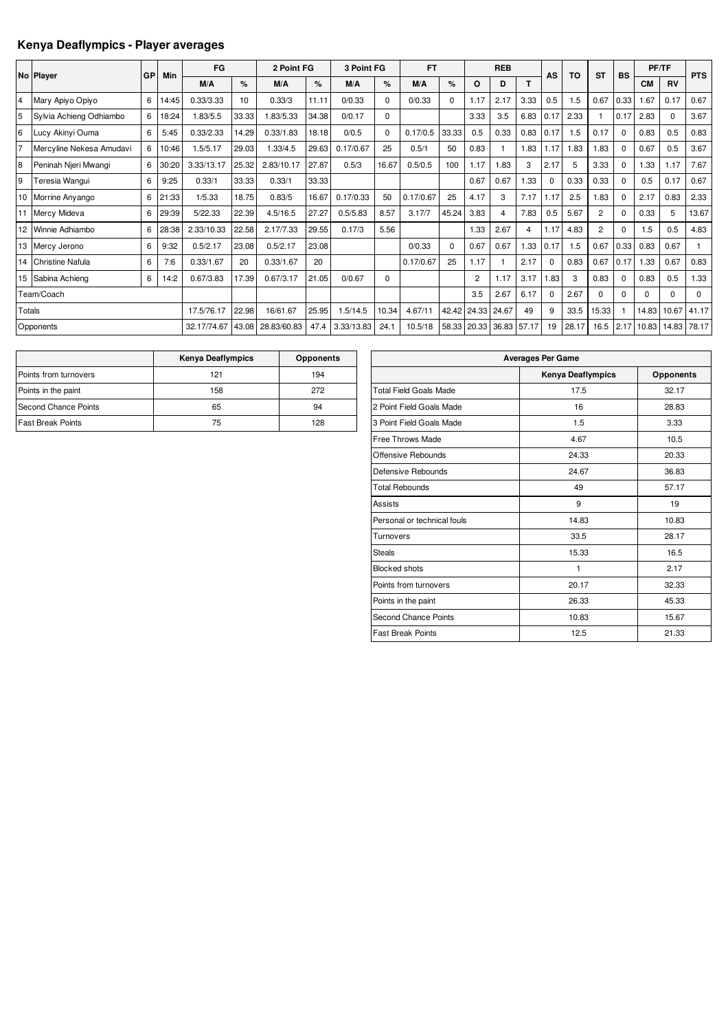# Kenya Deaflympics - Player averages

| No | Player | GP | Min | FG | | 2 Point FG | | 3 Point FG | | FT | | REB | | | AS | TO | ST | BS | PF/TF | | PTS |
|---|---|---|---|---|---|---|---|---|---|---|---|---|---|---|---|---|---|---|---|---|---|
| | | | | M/A | % | M/A | % | M/A | % | M/A | % | O | D | T | | | | | CM | RV | |
| 4 | Mary Apiyo Opiyo | 6 | 14:45 | 0.33/3.33 | 10 | 0.33/3 | 11.11 | 0/0.33 | 0 | 0/0.33 | 0 | 1.17 | 2.17 | 3.33 | 0.5 | 1.5 | 0.67 | 0.33 | 1.67 | 0.17 | 0.67 |
| 5 | Sylvia Achieng Odhiambo | 6 | 18:24 | 1.83/5.5 | 33.33 | 1.83/5.33 | 34.38 | 0/0.17 | 0 | | | 3.33 | 3.5 | 6.83 | 0.17 | 2.33 | 1 | 0.17 | 2.83 | 0 | 3.67 |
| 6 | Lucy Akinyi Ouma | 6 | 5:45 | 0.33/2.33 | 14.29 | 0.33/1.83 | 18.18 | 0/0.5 | 0 | 0.17/0.5 | 33.33 | 0.5 | 0.33 | 0.83 | 0.17 | 1.5 | 0.17 | 0 | 0.83 | 0.5 | 0.83 |
| 7 | Mercyline Nekesa Amudavi | 6 | 10:46 | 1.5/5.17 | 29.03 | 1.33/4.5 | 29.63 | 0.17/0.67 | 25 | 0.5/1 | 50 | 0.83 | 1 | 1.83 | 1.17 | 1.83 | 1.83 | 0 | 0.67 | 0.5 | 3.67 |
| 8 | Peninah Njeri Mwangi | 6 | 30:20 | 3.33/13.17 | 25.32 | 2.83/10.17 | 27.87 | 0.5/3 | 16.67 | 0.5/0.5 | 100 | 1.17 | 1.83 | 3 | 2.17 | 5 | 3.33 | 0 | 1.33 | 1.17 | 7.67 |
| 9 | Teresia Wangui | 6 | 9:25 | 0.33/1 | 33.33 | 0.33/1 | 33.33 | | | | | 0.67 | 0.67 | 1.33 | 0 | 0.33 | 0.33 | 0 | 0.5 | 0.17 | 0.67 |
| 10 | Morrine Anyango | 6 | 21:33 | 1/5.33 | 18.75 | 0.83/5 | 16.67 | 0.17/0.33 | 50 | 0.17/0.67 | 25 | 4.17 | 3 | 7.17 | 1.17 | 2.5 | 1.83 | 0 | 2.17 | 0.83 | 2.33 |
| 11 | Mercy Mideva | 6 | 29:39 | 5/22.33 | 22.39 | 4.5/16.5 | 27.27 | 0.5/5.83 | 8.57 | 3.17/7 | 45.24 | 3.83 | 4 | 7.83 | 0.5 | 5.67 | 2 | 0 | 0.33 | 5 | 13.67 |
| 12 | Winnie Adhiambo | 6 | 28:38 | 2.33/10.33 | 22.58 | 2.17/7.33 | 29.55 | 0.17/3 | 5.56 | | | 1.33 | 2.67 | 4 | 1.17 | 4.83 | 2 | 0 | 1.5 | 0.5 | 4.83 |
| 13 | Mercy Jerono | 6 | 9:32 | 0.5/2.17 | 23.08 | 0.5/2.17 | 23.08 | | | 0/0.33 | 0 | 0.67 | 0.67 | 1.33 | 0.17 | 1.5 | 0.67 | 0.33 | 0.83 | 0.67 | 1 |
| 14 | Christine Nafula | 6 | 7:6 | 0.33/1.67 | 20 | 0.33/1.67 | 20 | | | 0.17/0.67 | 25 | 1.17 | 1 | 2.17 | 0 | 0.83 | 0.67 | 0.17 | 1.33 | 0.67 | 0.83 |
| 15 | Sabina Achieng | 6 | 14:2 | 0.67/3.83 | 17.39 | 0.67/3.17 | 21.05 | 0/0.67 | 0 | | | 2 | 1.17 | 3.17 | 1.83 | 3 | 0.83 | 0 | 0.83 | 0.5 | 1.33 |
| Team/Coach | | | | | | | | | | | | 3.5 | 2.67 | 6.17 | 0 | 2.67 | 0 | 0 | 0 | 0 | 0 |
| Totals | | | | 17.5/76.17 | 22.98 | 16/61.67 | 25.95 | 1.5/14.5 | 10.34 | 4.67/11 | 42.42 | 24.33 | 24.67 | 49 | 9 | 33.5 | 15.33 | 1 | 14.83 | 10.67 | 41.17 |
| Opponents | | | | 32.17/74.67 | 43.08 | 28.83/60.83 | 47.4 | 3.33/13.83 | 24.1 | 10.5/18 | 58.33 | 20.33 | 36.83 | 57.17 | 19 | 28.17 | 16.5 | 2.17 | 10.83 | 14.83 | 78.17 |

| | Kenya Deaflympics | Opponents |
|---|---|---|
| Points from turnovers | 121 | 194 |
| Points in the paint | 158 | 272 |
| Second Chance Points | 65 | 94 |
| Fast Break Points | 75 | 128 |

| Averages Per Game | | |
|---|---|---|
| | Kenya Deaflympics | Opponents |
| Total Field Goals Made | 17.5 | 32.17 |
| 2 Point Field Goals Made | 16 | 28.83 |
| 3 Point Field Goals Made | 1.5 | 3.33 |
| Free Throws Made | 4.67 | 10.5 |
| Offensive Rebounds | 24.33 | 20.33 |
| Defensive Rebounds | 24.67 | 36.83 |
| Total Rebounds | 49 | 57.17 |
| Assists | 9 | 19 |
| Personal or technical fouls | 14.83 | 10.83 |
| Turnovers | 33.5 | 28.17 |
| Steals | 15.33 | 16.5 |
| Blocked shots | 1 | 2.17 |
| Points from turnovers | 20.17 | 32.33 |
| Points in the paint | 26.33 | 45.33 |
| Second Chance Points | 10.83 | 15.67 |
| Fast Break Points | 12.5 | 21.33 |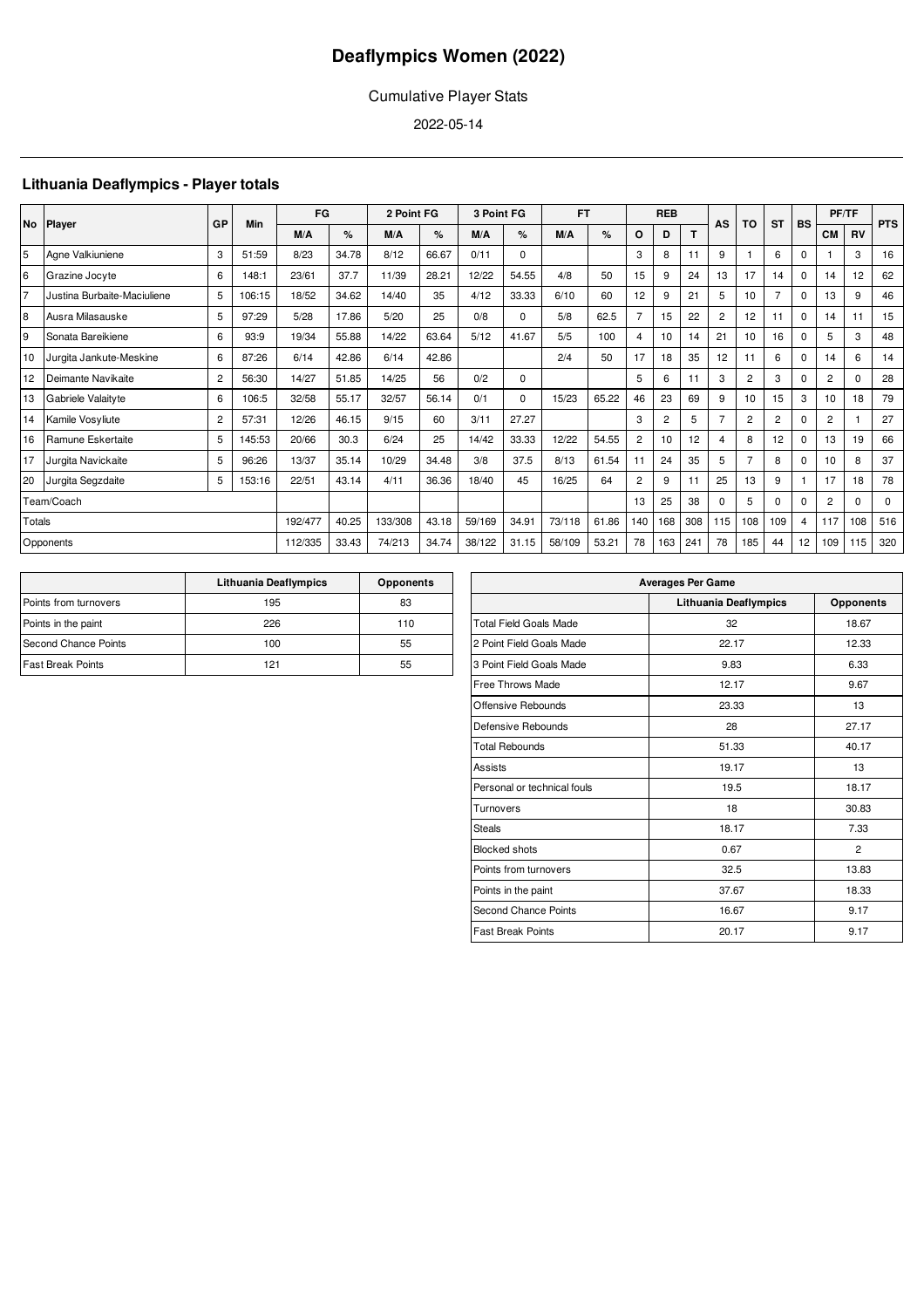# Deaflympics Women (2022)

Cumulative Player Stats

2022-05-14

## Lithuania Deaflympics - Player totals

| No | Player | GP | Min | FG | | 2 Point FG | | 3 Point FG | | FT | | REB | | | AS | TO | ST | BS | PF/TF | | PTS |
|---|---|---|---|---|---|---|---|---|---|---|---|---|---|---|---|---|---|---|---|---|---|
| | | | | M/A | % | M/A | % | M/A | % | M/A | % | O | D | T | | | | | CM | RV | |
| 5 | Agne Valkiuniene | 3 | 51:59 | 8/23 | 34.78 | 8/12 | 66.67 | 0/11 | 0 | | | 3 | 8 | 11 | 9 | 1 | 6 | 0 | 1 | 3 | 16 |
| 6 | Grazine Jocyte | 6 | 148:1 | 23/61 | 37.7 | 11/39 | 28.21 | 12/22 | 54.55 | 4/8 | 50 | 15 | 9 | 24 | 13 | 17 | 14 | 0 | 14 | 12 | 62 |
| 7 | Justina Burbaite-Maciuliene | 5 | 106:15 | 18/52 | 34.62 | 14/40 | 35 | 4/12 | 33.33 | 6/10 | 60 | 12 | 9 | 21 | 5 | 10 | 7 | 0 | 13 | 9 | 46 |
| 8 | Ausra Milasauske | 5 | 97:29 | 5/28 | 17.86 | 5/20 | 25 | 0/8 | 0 | 5/8 | 62.5 | 7 | 15 | 22 | 2 | 12 | 11 | 0 | 14 | 11 | 15 |
| 9 | Sonata Bareikiene | 6 | 93:9 | 19/34 | 55.88 | 14/22 | 63.64 | 5/12 | 41.67 | 5/5 | 100 | 4 | 10 | 14 | 21 | 10 | 16 | 0 | 5 | 3 | 48 |
| 10 | Jurgita Jankute-Meskine | 6 | 87:26 | 6/14 | 42.86 | 6/14 | 42.86 | | | 2/4 | 50 | 17 | 18 | 35 | 12 | 11 | 6 | 0 | 14 | 6 | 14 |
| 12 | Deimante Navikaite | 2 | 56:30 | 14/27 | 51.85 | 14/25 | 56 | 0/2 | 0 | | | 5 | 6 | 11 | 3 | 2 | 3 | 0 | 2 | 0 | 28 |
| 13 | Gabriele Valaityte | 6 | 106:5 | 32/58 | 55.17 | 32/57 | 56.14 | 0/1 | 0 | 15/23 | 65.22 | 46 | 23 | 69 | 9 | 10 | 15 | 3 | 10 | 18 | 79 |
| 14 | Kamile Vosyliute | 2 | 57:31 | 12/26 | 46.15 | 9/15 | 60 | 3/11 | 27.27 | | | 3 | 2 | 5 | 7 | 2 | 2 | 0 | 2 | 1 | 27 |
| 16 | Ramune Eskertaite | 5 | 145:53 | 20/66 | 30.3 | 6/24 | 25 | 14/42 | 33.33 | 12/22 | 54.55 | 2 | 10 | 12 | 4 | 8 | 12 | 0 | 13 | 19 | 66 |
| 17 | Jurgita Navickaite | 5 | 96:26 | 13/37 | 35.14 | 10/29 | 34.48 | 3/8 | 37.5 | 8/13 | 61.54 | 11 | 24 | 35 | 5 | 7 | 8 | 0 | 10 | 8 | 37 |
| 20 | Jurgita Segzdaite | 5 | 153:16 | 22/51 | 43.14 | 4/11 | 36.36 | 18/40 | 45 | 16/25 | 64 | 2 | 9 | 11 | 25 | 13 | 9 | 1 | 17 | 18 | 78 |
| Team/Coach | | | | | | | | | | | | 13 | 25 | 38 | 0 | 5 | 0 | 0 | 2 | 0 | 0 |
| Totals | | | | 192/477 | 40.25 | 133/308 | 43.18 | 59/169 | 34.91 | 73/118 | 61.86 | 140 | 168 | 308 | 115 | 108 | 109 | 4 | 117 | 108 | 516 |
| Opponents | | | | 112/335 | 33.43 | 74/213 | 34.74 | 38/122 | 31.15 | 58/109 | 53.21 | 78 | 163 | 241 | 78 | 185 | 44 | 12 | 109 | 115 | 320 |

| | Lithuania Deaflympics | Opponents |
|---|---|---|
| Points from turnovers | 195 | 83 |
| Points in the paint | 226 | 110 |
| Second Chance Points | 100 | 55 |
| Fast Break Points | 121 | 55 |

| Averages Per Game | | |
|---|---|---|
| | Lithuania Deaflympics | Opponents |
| Total Field Goals Made | 32 | 18.67 |
| 2 Point Field Goals Made | 22.17 | 12.33 |
| 3 Point Field Goals Made | 9.83 | 6.33 |
| Free Throws Made | 12.17 | 9.67 |
| Offensive Rebounds | 23.33 | 13 |
| Defensive Rebounds | 28 | 27.17 |
| Total Rebounds | 51.33 | 40.17 |
| Assists | 19.17 | 13 |
| Personal or technical fouls | 19.5 | 18.17 |
| Turnovers | 18 | 30.83 |
| Steals | 18.17 | 7.33 |
| Blocked shots | 0.67 | 2 |
| Points from turnovers | 32.5 | 13.83 |
| Points in the paint | 37.67 | 18.33 |
| Second Chance Points | 16.67 | 9.17 |
| Fast Break Points | 20.17 | 9.17 |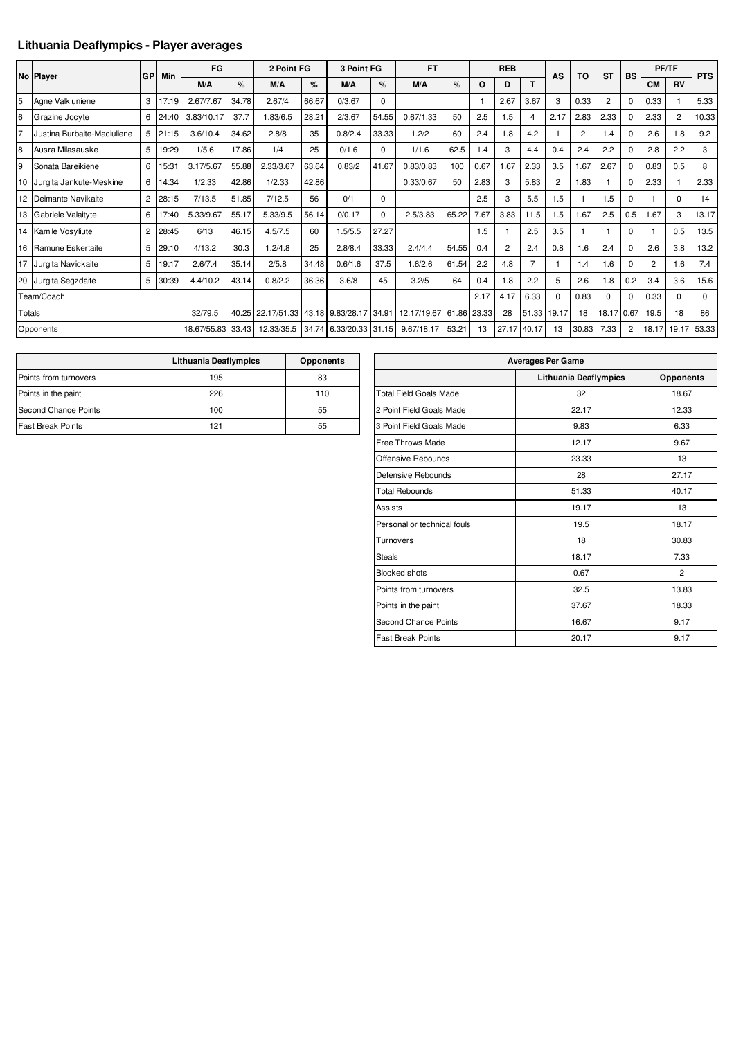## Lithuania Deaflympics - Player averages

| No | Player | GP | Min | FG | | 2 Point FG | | 3 Point FG | | FT | | REB | | | AS | TO | ST | BS | PF/TF | | PTS |
|---|---|---|---|---|---|---|---|---|---|---|---|---|---|---|---|---|---|---|---|---|---|
| | | | | M/A | % | M/A | % | M/A | % | M/A | % | O | D | T | | | | | CM | RV | |
| 5 | Agne Valkiuniene | 3 | 17:19 | 2.67/7.67 | 34.78 | 2.67/4 | 66.67 | 0/3.67 | 0 | | | 1 | 2.67 | 3.67 | 3 | 0.33 | 2 | 0 | 0.33 | 1 | 5.33 |
| 6 | Grazine Jocyte | 6 | 24:40 | 3.83/10.17 | 37.7 | 1.83/6.5 | 28.21 | 2/3.67 | 54.55 | 0.67/1.33 | 50 | 2.5 | 1.5 | 4 | 2.17 | 2.83 | 2.33 | 0 | 2.33 | 2 | 10.33 |
| 7 | Justina Burbaite-Maciuliene | 5 | 21:15 | 3.6/10.4 | 34.62 | 2.8/8 | 35 | 0.8/2.4 | 33.33 | 1.2/2 | 60 | 2.4 | 1.8 | 4.2 | 1 | 2 | 1.4 | 0 | 2.6 | 1.8 | 9.2 |
| 8 | Ausra Milasauske | 5 | 19:29 | 1/5.6 | 17.86 | 1/4 | 25 | 0/1.6 | 0 | 1/1.6 | 62.5 | 1.4 | 3 | 4.4 | 0.4 | 2.4 | 2.2 | 0 | 2.8 | 2.2 | 3 |
| 9 | Sonata Bareikiene | 6 | 15:31 | 3.17/5.67 | 55.88 | 2.33/3.67 | 63.64 | 0.83/2 | 41.67 | 0.83/0.83 | 100 | 0.67 | 1.67 | 2.33 | 3.5 | 1.67 | 2.67 | 0 | 0.83 | 0.5 | 8 |
| 10 | Jurgita Jankute-Meskine | 6 | 14:34 | 1/2.33 | 42.86 | 1/2.33 | 42.86 | | | 0.33/0.67 | 50 | 2.83 | 3 | 5.83 | 2 | 1.83 | 1 | 0 | 2.33 | 1 | 2.33 |
| 12 | Deimante Navikaite | 2 | 28:15 | 7/13.5 | 51.85 | 7/12.5 | 56 | 0/1 | 0 | | | 2.5 | 3 | 5.5 | 1.5 | 1 | 1.5 | 0 | 1 | 0 | 14 |
| 13 | Gabriele Valaityte | 6 | 17:40 | 5.33/9.67 | 55.17 | 5.33/9.5 | 56.14 | 0/0.17 | 0 | 2.5/3.83 | 65.22 | 7.67 | 3.83 | 11.5 | 1.5 | 1.67 | 2.5 | 0.5 | 1.67 | 3 | 13.17 |
| 14 | Kamile Vosyliute | 2 | 28:45 | 6/13 | 46.15 | 4.5/7.5 | 60 | 1.5/5.5 | 27.27 | | | 1.5 | 1 | 2.5 | 3.5 | 1 | 1 | 0 | 1 | 0.5 | 13.5 |
| 16 | Ramune Eskertaite | 5 | 29:10 | 4/13.2 | 30.3 | 1.2/4.8 | 25 | 2.8/8.4 | 33.33 | 2.4/4.4 | 54.55 | 0.4 | 2 | 2.4 | 0.8 | 1.6 | 2.4 | 0 | 2.6 | 3.8 | 13.2 |
| 17 | Jurgita Navickaite | 5 | 19:17 | 2.6/7.4 | 35.14 | 2/5.8 | 34.48 | 0.6/1.6 | 37.5 | 1.6/2.6 | 61.54 | 2.2 | 4.8 | 7 | 1 | 1.4 | 1.6 | 0 | 2 | 1.6 | 7.4 |
| 20 | Jurgita Segzdaite | 5 | 30:39 | 4.4/10.2 | 43.14 | 0.8/2.2 | 36.36 | 3.6/8 | 45 | 3.2/5 | 64 | 0.4 | 1.8 | 2.2 | 5 | 2.6 | 1.8 | 0.2 | 3.4 | 3.6 | 15.6 |
| Team/Coach | | | | | | | | | | | | 2.17 | 4.17 | 6.33 | 0 | 0.83 | 0 | 0 | 0.33 | 0 | 0 |
| Totals | | | | 32/79.5 | 40.25 | 22.17/51.33 | 43.18 | 9.83/28.17 | 34.91 | 12.17/19.67 | 61.86 | 23.33 | 28 | 51.33 | 19.17 | 18 | 18.17 | 0.67 | 19.5 | 18 | 86 |
| Opponents | | | | 18.67/55.83 | 33.43 | 12.33/35.5 | 34.74 | 6.33/20.33 | 31.15 | 9.67/18.17 | 53.21 | 13 | 27.17 | 40.17 | 13 | 30.83 | 7.33 | 2 | 18.17 | 19.17 | 53.33 |

| | Lithuania Deaflympics | Opponents |
|---|---|---|
| Points from turnovers | 195 | 83 |
| Points in the paint | 226 | 110 |
| Second Chance Points | 100 | 55 |
| Fast Break Points | 121 | 55 |

| Averages Per Game | | |
|---|---|---|
| | Lithuania Deaflympics | Opponents |
| Total Field Goals Made | 32 | 18.67 |
| 2 Point Field Goals Made | 22.17 | 12.33 |
| 3 Point Field Goals Made | 9.83 | 6.33 |
| Free Throws Made | 12.17 | 9.67 |
| Offensive Rebounds | 23.33 | 13 |
| Defensive Rebounds | 28 | 27.17 |
| Total Rebounds | 51.33 | 40.17 |
| Assists | 19.17 | 13 |
| Personal or technical fouls | 19.5 | 18.17 |
| Turnovers | 18 | 30.83 |
| Steals | 18.17 | 7.33 |
| Blocked shots | 0.67 | 2 |
| Points from turnovers | 32.5 | 13.83 |
| Points in the paint | 37.67 | 18.33 |
| Second Chance Points | 16.67 | 9.17 |
| Fast Break Points | 20.17 | 9.17 |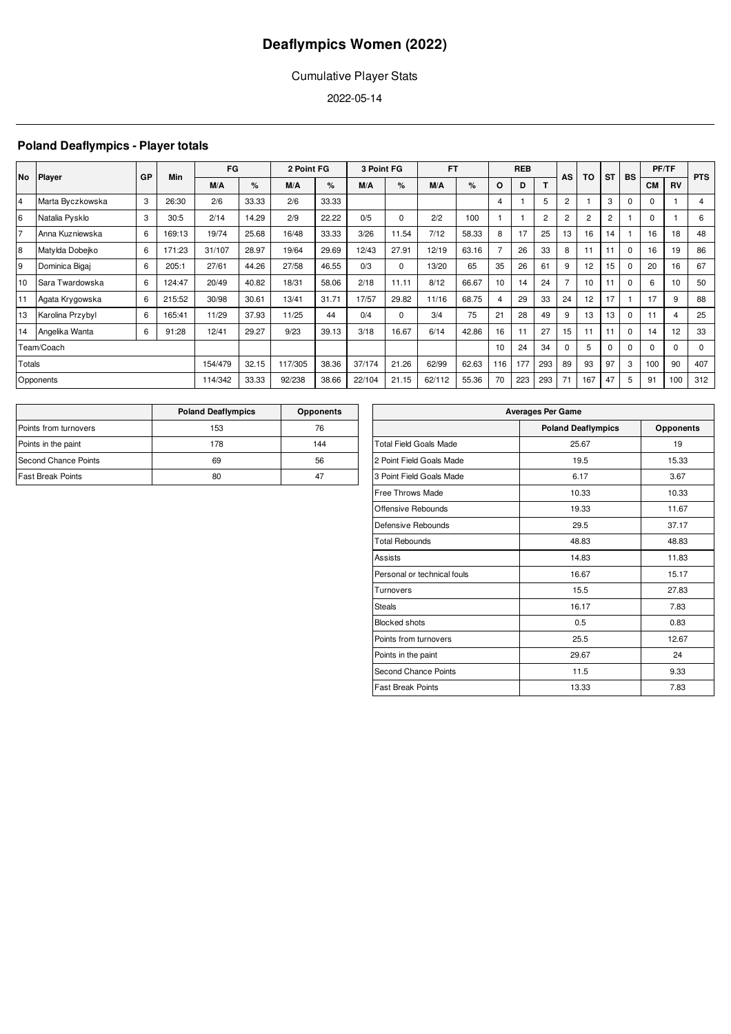# Deaflympics Women (2022)

Cumulative Player Stats

2022-05-14

## Poland Deaflympics - Player totals

| No | Player | GP | Min | FG | | 2 Point FG | | 3 Point FG | | FT | | REB | | | AS | TO | ST | BS | PF/TF | | PTS |
|---|---|---|---|---|---|---|---|---|---|---|---|---|---|---|---|---|---|---|---|---|---|
| | | | | M/A | % | M/A | % | M/A | % | M/A | % | O | D | T | | | | | CM | RV | |
| 4 | Marta Byczkowska | 3 | 26:30 | 2/6 | 33.33 | 2/6 | 33.33 | | | | | 4 | 1 | 5 | 2 | 1 | 3 | 0 | 0 | 1 | 4 |
| 6 | Natalia Pysklo | 3 | 30:5 | 2/14 | 14.29 | 2/9 | 22.22 | 0/5 | 0 | 2/2 | 100 | 1 | 1 | 2 | 2 | 2 | 2 | 1 | 0 | 1 | 6 |
| 7 | Anna Kuzniewska | 6 | 169:13 | 19/74 | 25.68 | 16/48 | 33.33 | 3/26 | 11.54 | 7/12 | 58.33 | 8 | 17 | 25 | 13 | 16 | 14 | 1 | 16 | 18 | 48 |
| 8 | Matylda Dobejko | 6 | 171:23 | 31/107 | 28.97 | 19/64 | 29.69 | 12/43 | 27.91 | 12/19 | 63.16 | 7 | 26 | 33 | 8 | 11 | 11 | 0 | 16 | 19 | 86 |
| 9 | Dominica Bigaj | 6 | 205:1 | 27/61 | 44.26 | 27/58 | 46.55 | 0/3 | 0 | 13/20 | 65 | 35 | 26 | 61 | 9 | 12 | 15 | 0 | 20 | 16 | 67 |
| 10 | Sara Twardowska | 6 | 124:47 | 20/49 | 40.82 | 18/31 | 58.06 | 2/18 | 11.11 | 8/12 | 66.67 | 10 | 14 | 24 | 7 | 10 | 11 | 0 | 6 | 10 | 50 |
| 11 | Agata Krygowska | 6 | 215:52 | 30/98 | 30.61 | 13/41 | 31.71 | 17/57 | 29.82 | 11/16 | 68.75 | 4 | 29 | 33 | 24 | 12 | 17 | 1 | 17 | 9 | 88 |
| 13 | Karolina Przybyl | 6 | 165:41 | 11/29 | 37.93 | 11/25 | 44 | 0/4 | 0 | 3/4 | 75 | 21 | 28 | 49 | 9 | 13 | 13 | 0 | 11 | 4 | 25 |
| 14 | Angelika Wanta | 6 | 91:28 | 12/41 | 29.27 | 9/23 | 39.13 | 3/18 | 16.67 | 6/14 | 42.86 | 16 | 11 | 27 | 15 | 11 | 11 | 0 | 14 | 12 | 33 |
| Team/Coach | | | | | | | | | | | | 10 | 24 | 34 | 0 | 5 | 0 | 0 | 0 | 0 | 0 |
| Totals | | | | 154/479 | 32.15 | 117/305 | 38.36 | 37/174 | 21.26 | 62/99 | 62.63 | 116 | 177 | 293 | 89 | 93 | 97 | 3 | 100 | 90 | 407 |
| Opponents | | | | 114/342 | 33.33 | 92/238 | 38.66 | 22/104 | 21.15 | 62/112 | 55.36 | 70 | 223 | 293 | 71 | 167 | 47 | 5 | 91 | 100 | 312 |

| | Poland Deaflympics | Opponents |
|---|---|---|
| Points from turnovers | 153 | 76 |
| Points in the paint | 178 | 144 |
| Second Chance Points | 69 | 56 |
| Fast Break Points | 80 | 47 |

| Averages Per Game | | |
|---|---|---|
| | Poland Deaflympics | Opponents |
| Total Field Goals Made | 25.67 | 19 |
| 2 Point Field Goals Made | 19.5 | 15.33 |
| 3 Point Field Goals Made | 6.17 | 3.67 |
| Free Throws Made | 10.33 | 10.33 |
| Offensive Rebounds | 19.33 | 11.67 |
| Defensive Rebounds | 29.5 | 37.17 |
| Total Rebounds | 48.83 | 48.83 |
| Assists | 14.83 | 11.83 |
| Personal or technical fouls | 16.67 | 15.17 |
| Turnovers | 15.5 | 27.83 |
| Steals | 16.17 | 7.83 |
| Blocked shots | 0.5 | 0.83 |
| Points from turnovers | 25.5 | 12.67 |
| Points in the paint | 29.67 | 24 |
| Second Chance Points | 11.5 | 9.33 |
| Fast Break Points | 13.33 | 7.83 |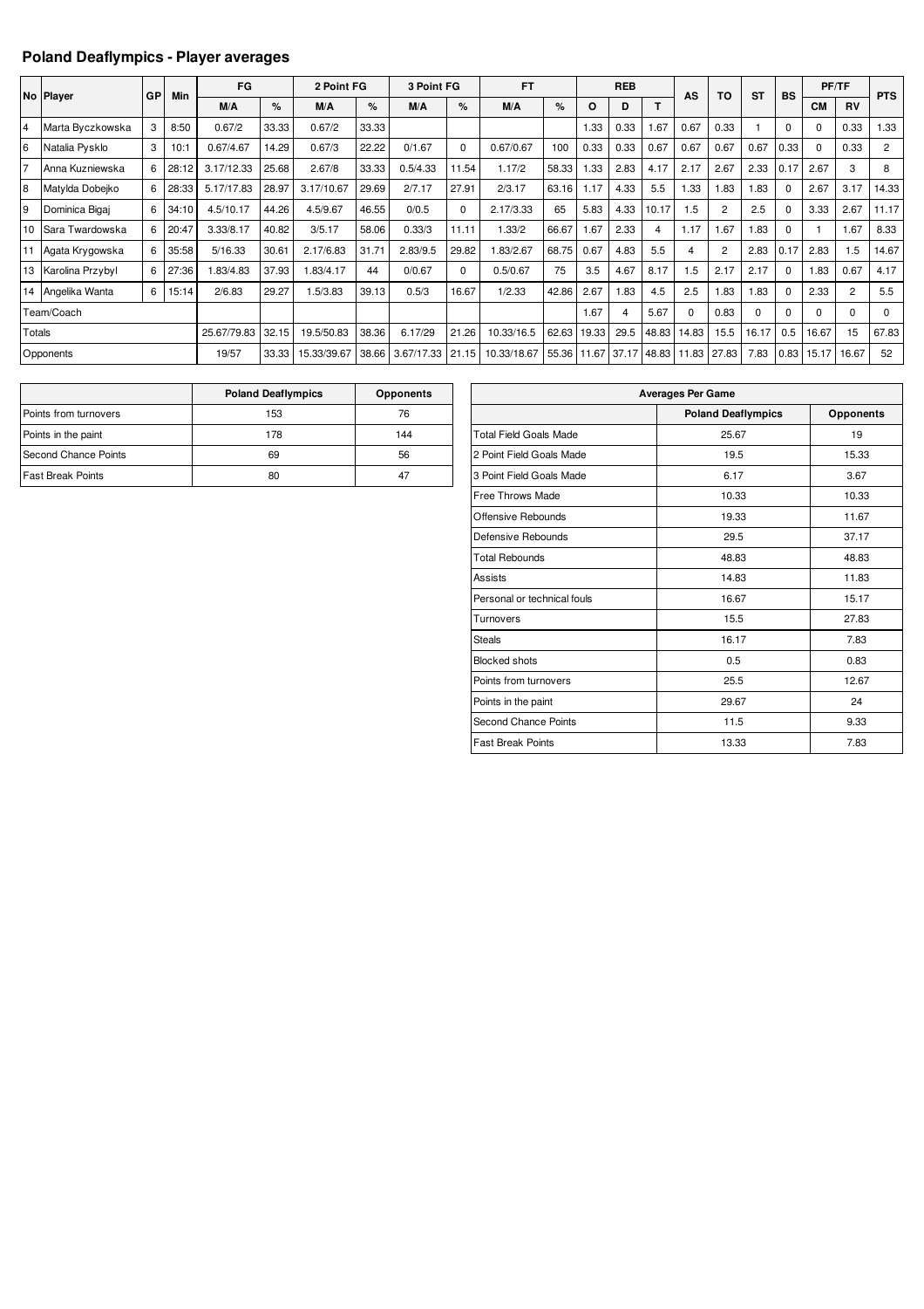## Poland Deaflympics - Player averages

| No | Player | GP | Min | FG | | 2 Point FG | | 3 Point FG | | FT | | REB | | | AS | TO | ST | BS | PF/TF | | PTS |
|---|---|---|---|---|---|---|---|---|---|---|---|---|---|---|---|---|---|---|---|---|---|
| | | | | M/A | % | M/A | % | M/A | % | M/A | % | O | D | T | | | | | CM | RV | |
| 4 | Marta Byczkowska | 3 | 8:50 | 0.67/2 | 33.33 | 0.67/2 | 33.33 | | | | | 1.33 | 0.33 | 1.67 | 0.67 | 0.33 | 1 | 0 | 0 | 0.33 | 1.33 |
| 6 | Natalia Pysklo | 3 | 10:1 | 0.67/4.67 | 14.29 | 0.67/3 | 22.22 | 0/1.67 | 0 | 0.67/0.67 | 100 | 0.33 | 0.33 | 0.67 | 0.67 | 0.67 | 0.67 | 0.33 | 0 | 0.33 | 2 |
| 7 | Anna Kuzniewska | 6 | 28:12 | 3.17/12.33 | 25.68 | 2.67/8 | 33.33 | 0.5/4.33 | 11.54 | 1.17/2 | 58.33 | 1.33 | 2.83 | 4.17 | 2.17 | 2.67 | 2.33 | 0.17 | 2.67 | 3 | 8 |
| 8 | Matylda Dobejko | 6 | 28:33 | 5.17/17.83 | 28.97 | 3.17/10.67 | 29.69 | 2/7.17 | 27.91 | 2/3.17 | 63.16 | 1.17 | 4.33 | 5.5 | 1.33 | 1.83 | 1.83 | 0 | 2.67 | 3.17 | 14.33 |
| 9 | Dominica Bigaj | 6 | 34:10 | 4.5/10.17 | 44.26 | 4.5/9.67 | 46.55 | 0/0.5 | 0 | 2.17/3.33 | 65 | 5.83 | 4.33 | 10.17 | 1.5 | 2 | 2.5 | 0 | 3.33 | 2.67 | 11.17 |
| 10 | Sara Twardowska | 6 | 20:47 | 3.33/8.17 | 40.82 | 3/5.17 | 58.06 | 0.33/3 | 11.11 | 1.33/2 | 66.67 | 1.67 | 2.33 | 4 | 1.17 | 1.67 | 1.83 | 0 | 1 | 1.67 | 8.33 |
| 11 | Agata Krygowska | 6 | 35:58 | 5/16.33 | 30.61 | 2.17/6.83 | 31.71 | 2.83/9.5 | 29.82 | 1.83/2.67 | 68.75 | 0.67 | 4.83 | 5.5 | 4 | 2 | 2.83 | 0.17 | 2.83 | 1.5 | 14.67 |
| 13 | Karolina Przybyl | 6 | 27:36 | 1.83/4.83 | 37.93 | 1.83/4.17 | 44 | 0/0.67 | 0 | 0.5/0.67 | 75 | 3.5 | 4.67 | 8.17 | 1.5 | 2.17 | 2.17 | 0 | 1.83 | 0.67 | 4.17 |
| 14 | Angelika Wanta | 6 | 15:14 | 2/6.83 | 29.27 | 1.5/3.83 | 39.13 | 0.5/3 | 16.67 | 1/2.33 | 42.86 | 2.67 | 1.83 | 4.5 | 2.5 | 1.83 | 1.83 | 0 | 2.33 | 2 | 5.5 |
| Team/Coach | | | | | | | | | | | | 1.67 | 4 | 5.67 | 0 | 0.83 | 0 | 0 | 0 | 0 | 0 |
| Totals | | | | 25.67/79.83 | 32.15 | 19.5/50.83 | 38.36 | 6.17/29 | 21.26 | 10.33/16.5 | 62.63 | 19.33 | 29.5 | 48.83 | 14.83 | 15.5 | 16.17 | 0.5 | 16.67 | 15 | 67.83 |
| Opponents | | | | 19/57 | 33.33 | 15.33/39.67 | 38.66 | 3.67/17.33 | 21.15 | 10.33/18.67 | 55.36 | 11.67 | 37.17 | 48.83 | 11.83 | 27.83 | 7.83 | 0.83 | 15.17 | 16.67 | 52 |

| | Poland Deaflympics | Opponents |
|---|---|---|
| Points from turnovers | 153 | 76 |
| Points in the paint | 178 | 144 |
| Second Chance Points | 69 | 56 |
| Fast Break Points | 80 | 47 |

| Averages Per Game | | |
|---|---|---|
| | Poland Deaflympics | Opponents |
| Total Field Goals Made | 25.67 | 19 |
| 2 Point Field Goals Made | 19.5 | 15.33 |
| 3 Point Field Goals Made | 6.17 | 3.67 |
| Free Throws Made | 10.33 | 10.33 |
| Offensive Rebounds | 19.33 | 11.67 |
| Defensive Rebounds | 29.5 | 37.17 |
| Total Rebounds | 48.83 | 48.83 |
| Assists | 14.83 | 11.83 |
| Personal or technical fouls | 16.67 | 15.17 |
| Turnovers | 15.5 | 27.83 |
| Steals | 16.17 | 7.83 |
| Blocked shots | 0.5 | 0.83 |
| Points from turnovers | 25.5 | 12.67 |
| Points in the paint | 29.67 | 24 |
| Second Chance Points | 11.5 | 9.33 |
| Fast Break Points | 13.33 | 7.83 |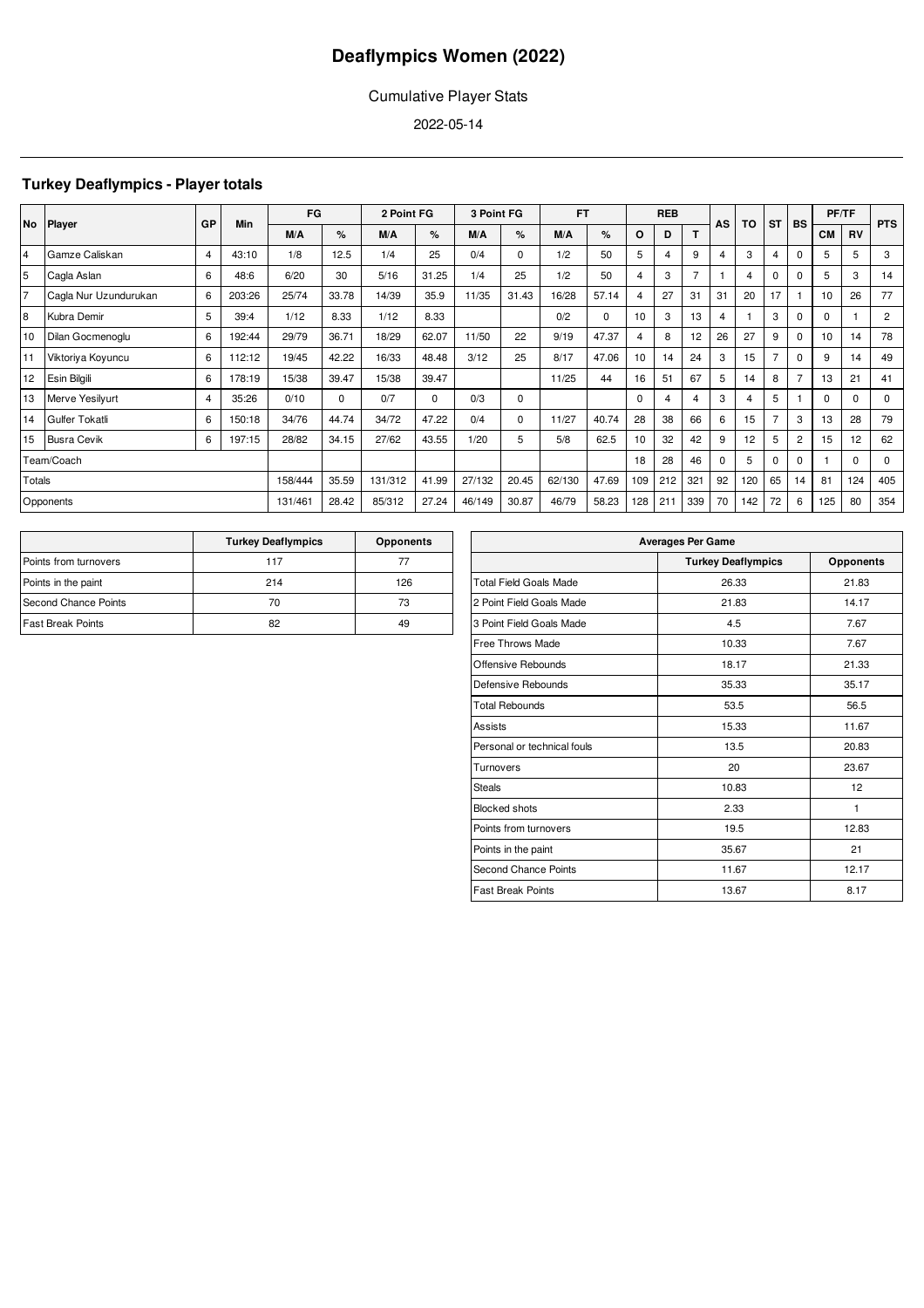# Deaflympics Women (2022)

Cumulative Player Stats

2022-05-14

## Turkey Deaflympics - Player totals

| No | Player | GP | Min | FG | | 2 Point FG | | 3 Point FG | | FT | | REB | | | AS | TO | ST | BS | PF/TF | | PTS |
|---|---|---|---|---|---|---|---|---|---|---|---|---|---|---|---|---|---|---|---|---|---|
| | | | | M/A | % | M/A | % | M/A | % | M/A | % | O | D | T | | | | | CM | RV | |
| 4 | Gamze Caliskan | 4 | 43:10 | 1/8 | 12.5 | 1/4 | 25 | 0/4 | 0 | 1/2 | 50 | 5 | 4 | 9 | 4 | 3 | 4 | 0 | 5 | 5 | 3 |
| 5 | Cagla Aslan | 6 | 48:6 | 6/20 | 30 | 5/16 | 31.25 | 1/4 | 25 | 1/2 | 50 | 4 | 3 | 7 | 1 | 4 | 0 | 0 | 5 | 3 | 14 |
| 7 | Cagla Nur Uzundurukan | 6 | 203:26 | 25/74 | 33.78 | 14/39 | 35.9 | 11/35 | 31.43 | 16/28 | 57.14 | 4 | 27 | 31 | 31 | 20 | 17 | 1 | 10 | 26 | 77 |
| 8 | Kubra Demir | 5 | 39:4 | 1/12 | 8.33 | 1/12 | 8.33 | | | 0/2 | 0 | 10 | 3 | 13 | 4 | 1 | 3 | 0 | 0 | 1 | 2 |
| 10 | Dilan Gocmenoglu | 6 | 192:44 | 29/79 | 36.71 | 18/29 | 62.07 | 11/50 | 22 | 9/19 | 47.37 | 4 | 8 | 12 | 26 | 27 | 9 | 0 | 10 | 14 | 78 |
| 11 | Viktoriya Koyuncu | 6 | 112:12 | 19/45 | 42.22 | 16/33 | 48.48 | 3/12 | 25 | 8/17 | 47.06 | 10 | 14 | 24 | 3 | 15 | 7 | 0 | 9 | 14 | 49 |
| 12 | Esin Bilgili | 6 | 178:19 | 15/38 | 39.47 | 15/38 | 39.47 | | | 11/25 | 44 | 16 | 51 | 67 | 5 | 14 | 8 | 7 | 13 | 21 | 41 |
| 13 | Merve Yesilyurt | 4 | 35:26 | 0/10 | 0 | 0/7 | 0 | 0/3 | 0 | | | 0 | 4 | 4 | 3 | 4 | 5 | 1 | 0 | 0 | 0 |
| 14 | Gulfer Tokatli | 6 | 150:18 | 34/76 | 44.74 | 34/72 | 47.22 | 0/4 | 0 | 11/27 | 40.74 | 28 | 38 | 66 | 6 | 15 | 7 | 3 | 13 | 28 | 79 |
| 15 | Busra Cevik | 6 | 197:15 | 28/82 | 34.15 | 27/62 | 43.55 | 1/20 | 5 | 5/8 | 62.5 | 10 | 32 | 42 | 9 | 12 | 5 | 2 | 15 | 12 | 62 |
| Team/Coach | | | | | | | | | | | | 18 | 28 | 46 | 0 | 5 | 0 | 0 | 1 | 0 | 0 |
| Totals | | | | 158/444 | 35.59 | 131/312 | 41.99 | 27/132 | 20.45 | 62/130 | 47.69 | 109 | 212 | 321 | 92 | 120 | 65 | 14 | 81 | 124 | 405 |
| Opponents | | | | 131/461 | 28.42 | 85/312 | 27.24 | 46/149 | 30.87 | 46/79 | 58.23 | 128 | 211 | 339 | 70 | 142 | 72 | 6 | 125 | 80 | 354 |

| | Turkey Deaflympics | Opponents |
|---|---|---|
| Points from turnovers | 117 | 77 |
| Points in the paint | 214 | 126 |
| Second Chance Points | 70 | 73 |
| Fast Break Points | 82 | 49 |

| Averages Per Game | Turkey Deaflympics | Opponents |
|---|---|---|
| Total Field Goals Made | 26.33 | 21.83 |
| 2 Point Field Goals Made | 21.83 | 14.17 |
| 3 Point Field Goals Made | 4.5 | 7.67 |
| Free Throws Made | 10.33 | 7.67 |
| Offensive Rebounds | 18.17 | 21.33 |
| Defensive Rebounds | 35.33 | 35.17 |
| Total Rebounds | 53.5 | 56.5 |
| Assists | 15.33 | 11.67 |
| Personal or technical fouls | 13.5 | 20.83 |
| Turnovers | 20 | 23.67 |
| Steals | 10.83 | 12 |
| Blocked shots | 2.33 | 1 |
| Points from turnovers | 19.5 | 12.83 |
| Points in the paint | 35.67 | 21 |
| Second Chance Points | 11.67 | 12.17 |
| Fast Break Points | 13.67 | 8.17 |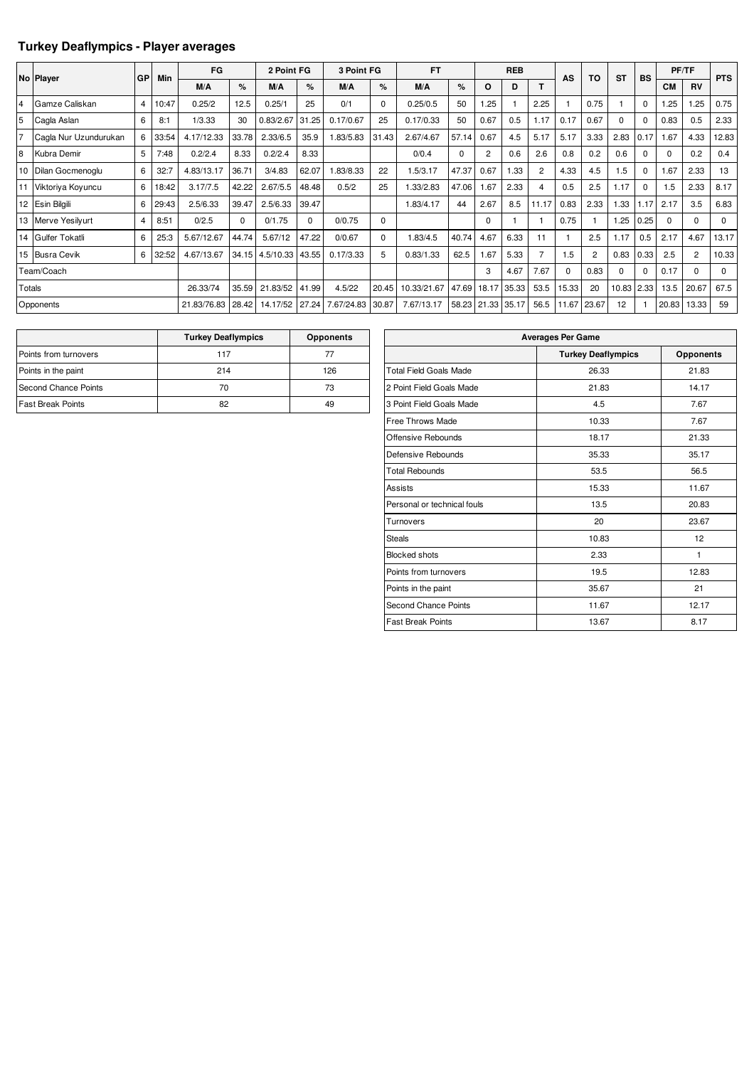## Turkey Deaflympics - Player averages

| No | Player | GP | Min | FG | | 2 Point FG | | 3 Point FG | | FT | | REB | | | AS | TO | ST | BS | PF/TF | | PTS |
|---|---|---|---|---|---|---|---|---|---|---|---|---|---|---|---|---|---|---|---|---|---|
| | | | | M/A | % | M/A | % | M/A | % | M/A | % | O | D | T | | | | | CM | RV | |
| 4 | Gamze Caliskan | 4 | 10:47 | 0.25/2 | 12.5 | 0.25/1 | 25 | 0/1 | 0 | 0.25/0.5 | 50 | 1.25 | 1 | 2.25 | 1 | 0.75 | 1 | 0 | 1.25 | 1.25 | 0.75 |
| 5 | Cagla Aslan | 6 | 8:1 | 1/3.33 | 30 | 0.83/2.67 | 31.25 | 0.17/0.67 | 25 | 0.17/0.33 | 50 | 0.67 | 0.5 | 1.17 | 0.17 | 0.67 | 0 | 0 | 0.83 | 0.5 | 2.33 |
| 7 | Cagla Nur Uzundurukan | 6 | 33:54 | 4.17/12.33 | 33.78 | 2.33/6.5 | 35.9 | 1.83/5.83 | 31.43 | 2.67/4.67 | 57.14 | 0.67 | 4.5 | 5.17 | 5.17 | 3.33 | 2.83 | 0.17 | 1.67 | 4.33 | 12.83 |
| 8 | Kubra Demir | 5 | 7:48 | 0.2/2.4 | 8.33 | 0.2/2.4 | 8.33 | | | 0/0.4 | 0 | 2 | 0.6 | 2.6 | 0.8 | 0.2 | 0.6 | 0 | 0 | 0.2 | 0.4 |
| 10 | Dilan Gocmenoglu | 6 | 32:7 | 4.83/13.17 | 36.71 | 3/4.83 | 62.07 | 1.83/8.33 | 22 | 1.5/3.17 | 47.37 | 0.67 | 1.33 | 2 | 4.33 | 4.5 | 1.5 | 0 | 1.67 | 2.33 | 13 |
| 11 | Viktoriya Koyuncu | 6 | 18:42 | 3.17/7.5 | 42.22 | 2.67/5.5 | 48.48 | 0.5/2 | 25 | 1.33/2.83 | 47.06 | 1.67 | 2.33 | 4 | 0.5 | 2.5 | 1.17 | 0 | 1.5 | 2.33 | 8.17 |
| 12 | Esin Bilgili | 6 | 29:43 | 2.5/6.33 | 39.47 | 2.5/6.33 | 39.47 | | | 1.83/4.17 | 44 | 2.67 | 8.5 | 11.17 | 0.83 | 2.33 | 1.33 | 1.17 | 2.17 | 3.5 | 6.83 |
| 13 | Merve Yesilyurt | 4 | 8:51 | 0/2.5 | 0 | 0/1.75 | 0 | 0/0.75 | 0 | | | 0 | 1 | 1 | 0.75 | 1 | 1.25 | 0.25 | 0 | 0 | 0 |
| 14 | Gulfer Tokatli | 6 | 25:3 | 5.67/12.67 | 44.74 | 5.67/12 | 47.22 | 0/0.67 | 0 | 1.83/4.5 | 40.74 | 4.67 | 6.33 | 11 | 1 | 2.5 | 1.17 | 0.5 | 2.17 | 4.67 | 13.17 |
| 15 | Busra Cevik | 6 | 32:52 | 4.67/13.67 | 34.15 | 4.5/10.33 | 43.55 | 0.17/3.33 | 5 | 0.83/1.33 | 62.5 | 1.67 | 5.33 | 7 | 1.5 | 2 | 0.83 | 0.33 | 2.5 | 2 | 10.33 |
| Team/Coach | | | | | | | | | | | | 3 | 4.67 | 7.67 | 0 | 0.83 | 0 | 0 | 0.17 | 0 | 0 |
| Totals | | | | 26.33/74 | 35.59 | 21.83/52 | 41.99 | 4.5/22 | 20.45 | 10.33/21.67 | 47.69 | 18.17 | 35.33 | 53.5 | 15.33 | 20 | 10.83 | 2.33 | 13.5 | 20.67 | 67.5 |
| Opponents | | | | 21.83/76.83 | 28.42 | 14.17/52 | 27.24 | 7.67/24.83 | 30.87 | 7.67/13.17 | 58.23 | 21.33 | 35.17 | 56.5 | 11.67 | 23.67 | 12 | 1 | 20.83 | 13.33 | 59 |

| | Turkey Deaflympics | Opponents |
|---|---|---|
| Points from turnovers | 117 | 77 |
| Points in the paint | 214 | 126 |
| Second Chance Points | 70 | 73 |
| Fast Break Points | 82 | 49 |

| Averages Per Game | | |
|---|---|---|
| | Turkey Deaflympics | Opponents |
| Total Field Goals Made | 26.33 | 21.83 |
| 2 Point Field Goals Made | 21.83 | 14.17 |
| 3 Point Field Goals Made | 4.5 | 7.67 |
| Free Throws Made | 10.33 | 7.67 |
| Offensive Rebounds | 18.17 | 21.33 |
| Defensive Rebounds | 35.33 | 35.17 |
| Total Rebounds | 53.5 | 56.5 |
| Assists | 15.33 | 11.67 |
| Personal or technical fouls | 13.5 | 20.83 |
| Turnovers | 20 | 23.67 |
| Steals | 10.83 | 12 |
| Blocked shots | 2.33 | 1 |
| Points from turnovers | 19.5 | 12.83 |
| Points in the paint | 35.67 | 21 |
| Second Chance Points | 11.67 | 12.17 |
| Fast Break Points | 13.67 | 8.17 |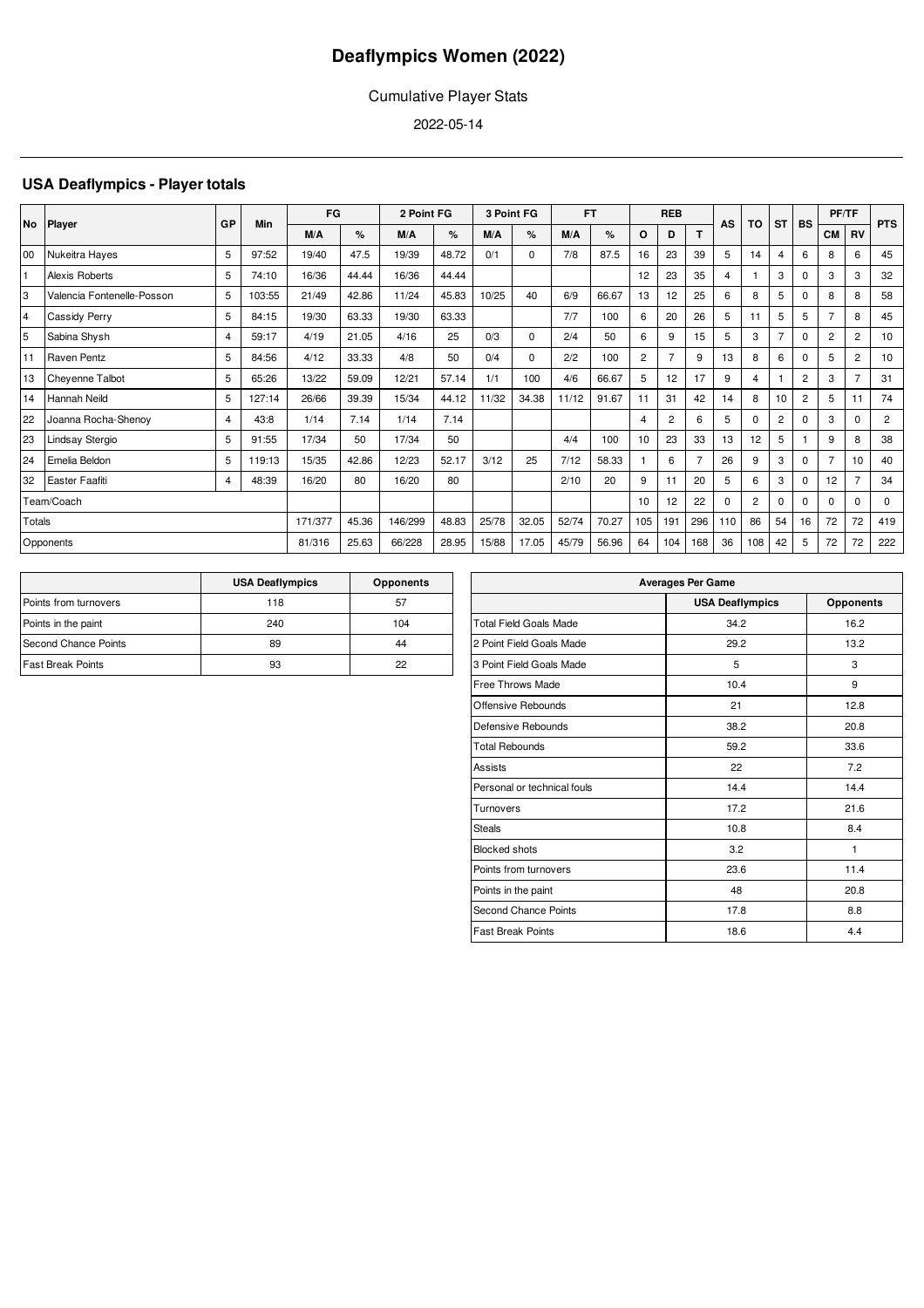# Deaflympics Women (2022)

Cumulative Player Stats

2022-05-14

## USA Deaflympics - Player totals

| No | Player | GP | Min | FG | | 2 Point FG | | 3 Point FG | | FT | | REB | | | AS | TO | ST | BS | PF/TF | | PTS |
|---|---|---|---|---|---|---|---|---|---|---|---|---|---|---|---|---|---|---|---|---|---|
| | | | | M/A | % | M/A | % | M/A | % | M/A | % | O | D | T | | | | | CM | RV | |
| 00 | Nukeitra Hayes | 5 | 97:52 | 19/40 | 47.5 | 19/39 | 48.72 | 0/1 | 0 | 7/8 | 87.5 | 16 | 23 | 39 | 5 | 14 | 4 | 6 | 8 | 6 | 45 |
| 1 | Alexis Roberts | 5 | 74:10 | 16/36 | 44.44 | 16/36 | 44.44 | | | | | 12 | 23 | 35 | 4 | 1 | 3 | 0 | 3 | 3 | 32 |
| 3 | Valencia Fontenelle-Posson | 5 | 103:55 | 21/49 | 42.86 | 11/24 | 45.83 | 10/25 | 40 | 6/9 | 66.67 | 13 | 12 | 25 | 6 | 8 | 5 | 0 | 8 | 8 | 58 |
| 4 | Cassidy Perry | 5 | 84:15 | 19/30 | 63.33 | 19/30 | 63.33 | | | 7/7 | 100 | 6 | 20 | 26 | 5 | 11 | 5 | 5 | 7 | 8 | 45 |
| 5 | Sabina Shysh | 4 | 59:17 | 4/19 | 21.05 | 4/16 | 25 | 0/3 | 0 | 2/4 | 50 | 6 | 9 | 15 | 5 | 3 | 7 | 0 | 2 | 2 | 10 |
| 11 | Raven Pentz | 5 | 84:56 | 4/12 | 33.33 | 4/8 | 50 | 0/4 | 0 | 2/2 | 100 | 2 | 7 | 9 | 13 | 8 | 6 | 0 | 5 | 2 | 10 |
| 13 | Cheyenne Talbot | 5 | 65:26 | 13/22 | 59.09 | 12/21 | 57.14 | 1/1 | 100 | 4/6 | 66.67 | 5 | 12 | 17 | 9 | 4 | 1 | 2 | 3 | 7 | 31 |
| 14 | Hannah Neild | 5 | 127:14 | 26/66 | 39.39 | 15/34 | 44.12 | 11/32 | 34.38 | 11/12 | 91.67 | 11 | 31 | 42 | 14 | 8 | 10 | 2 | 5 | 11 | 74 |
| 22 | Joanna Rocha-Shenoy | 4 | 43:8 | 1/14 | 7.14 | 1/14 | 7.14 | | | | | 4 | 2 | 6 | 5 | 0 | 2 | 0 | 3 | 0 | 2 |
| 23 | Lindsay Stergio | 5 | 91:55 | 17/34 | 50 | 17/34 | 50 | | | 4/4 | 100 | 10 | 23 | 33 | 13 | 12 | 5 | 1 | 9 | 8 | 38 |
| 24 | Emelia Beldon | 5 | 119:13 | 15/35 | 42.86 | 12/23 | 52.17 | 3/12 | 25 | 7/12 | 58.33 | 1 | 6 | 7 | 26 | 9 | 3 | 0 | 7 | 10 | 40 |
| 32 | Easter Faafiti | 4 | 48:39 | 16/20 | 80 | 16/20 | 80 | | | 2/10 | 20 | 9 | 11 | 20 | 5 | 6 | 3 | 0 | 12 | 7 | 34 |
| Team/Coach | | | | | | | | | | | | 10 | 12 | 22 | 0 | 2 | 0 | 0 | 0 | 0 | 0 |
| Totals | | | | 171/377 | 45.36 | 146/299 | 48.83 | 25/78 | 32.05 | 52/74 | 70.27 | 105 | 191 | 296 | 110 | 86 | 54 | 16 | 72 | 72 | 419 |
| Opponents | | | | 81/316 | 25.63 | 66/228 | 28.95 | 15/88 | 17.05 | 45/79 | 56.96 | 64 | 104 | 168 | 36 | 108 | 42 | 5 | 72 | 72 | 222 |

| | USA Deaflympics | Opponents |
|---|---|---|
| Points from turnovers | 118 | 57 |
| Points in the paint | 240 | 104 |
| Second Chance Points | 89 | 44 |
| Fast Break Points | 93 | 22 |

| Averages Per Game | | |
|---|---|---|
| | USA Deaflympics | Opponents |
| Total Field Goals Made | 34.2 | 16.2 |
| 2 Point Field Goals Made | 29.2 | 13.2 |
| 3 Point Field Goals Made | 5 | 3 |
| Free Throws Made | 10.4 | 9 |
| Offensive Rebounds | 21 | 12.8 |
| Defensive Rebounds | 38.2 | 20.8 |
| Total Rebounds | 59.2 | 33.6 |
| Assists | 22 | 7.2 |
| Personal or technical fouls | 14.4 | 14.4 |
| Turnovers | 17.2 | 21.6 |
| Steals | 10.8 | 8.4 |
| Blocked shots | 3.2 | 1 |
| Points from turnovers | 23.6 | 11.4 |
| Points in the paint | 48 | 20.8 |
| Second Chance Points | 17.8 | 8.8 |
| Fast Break Points | 18.6 | 4.4 |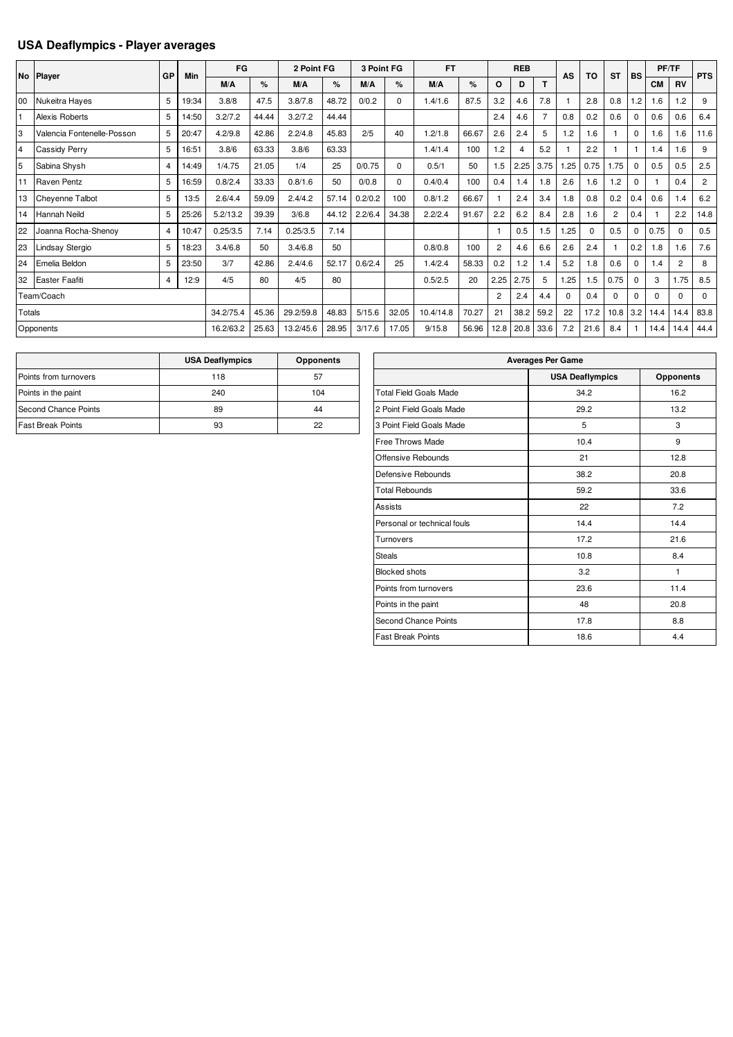## USA Deaflympics - Player averages

| No | Player | GP | Min | FG | | 2 Point FG | | 3 Point FG | | FT | | REB | | | AS | TO | ST | BS | PF/TF | | PTS |
|---|---|---|---|---|---|---|---|---|---|---|---|---|---|---|---|---|---|---|---|---|---|
| | | | | M/A | % | M/A | % | M/A | % | M/A | % | O | D | T | | | | | CM | RV | |
| 00 | Nukeitra Hayes | 5 | 19:34 | 3.8/8 | 47.5 | 3.8/7.8 | 48.72 | 0/0.2 | 0 | 1.4/1.6 | 87.5 | 3.2 | 4.6 | 7.8 | 1 | 2.8 | 0.8 | 1.2 | 1.6 | 1.2 | 9 |
| 1 | Alexis Roberts | 5 | 14:50 | 3.2/7.2 | 44.44 | 3.2/7.2 | 44.44 | | | | | 2.4 | 4.6 | 7 | 0.8 | 0.2 | 0.6 | 0 | 0.6 | 0.6 | 6.4 |
| 3 | Valencia Fontenelle-Posson | 5 | 20:47 | 4.2/9.8 | 42.86 | 2.2/4.8 | 45.83 | 2/5 | 40 | 1.2/1.8 | 66.67 | 2.6 | 2.4 | 5 | 1.2 | 1.6 | 1 | 0 | 1.6 | 1.6 | 11.6 |
| 4 | Cassidy Perry | 5 | 16:51 | 3.8/6 | 63.33 | 3.8/6 | 63.33 | | | 1.4/1.4 | 100 | 1.2 | 4 | 5.2 | 1 | 2.2 | 1 | 1 | 1.4 | 1.6 | 9 |
| 5 | Sabina Shysh | 4 | 14:49 | 1/4.75 | 21.05 | 1/4 | 25 | 0/0.75 | 0 | 0.5/1 | 50 | 1.5 | 2.25 | 3.75 | 1.25 | 0.75 | 1.75 | 0 | 0.5 | 0.5 | 2.5 |
| 11 | Raven Pentz | 5 | 16:59 | 0.8/2.4 | 33.33 | 0.8/1.6 | 50 | 0/0.8 | 0 | 0.4/0.4 | 100 | 0.4 | 1.4 | 1.8 | 2.6 | 1.6 | 1.2 | 0 | 1 | 0.4 | 2 |
| 13 | Cheyenne Talbot | 5 | 13:5 | 2.6/4.4 | 59.09 | 2.4/4.2 | 57.14 | 0.2/0.2 | 100 | 0.8/1.2 | 66.67 | 1 | 2.4 | 3.4 | 1.8 | 0.8 | 0.2 | 0.4 | 0.6 | 1.4 | 6.2 |
| 14 | Hannah Neild | 5 | 25:26 | 5.2/13.2 | 39.39 | 3/6.8 | 44.12 | 2.2/6.4 | 34.38 | 2.2/2.4 | 91.67 | 2.2 | 6.2 | 8.4 | 2.8 | 1.6 | 2 | 0.4 | 1 | 2.2 | 14.8 |
| 22 | Joanna Rocha-Shenoy | 4 | 10:47 | 0.25/3.5 | 7.14 | 0.25/3.5 | 7.14 | | | | | 1 | 0.5 | 1.5 | 1.25 | 0 | 0.5 | 0 | 0.75 | 0 | 0.5 |
| 23 | Lindsay Stergio | 5 | 18:23 | 3.4/6.8 | 50 | 3.4/6.8 | 50 | | | 0.8/0.8 | 100 | 2 | 4.6 | 6.6 | 2.6 | 2.4 | 1 | 0.2 | 1.8 | 1.6 | 7.6 |
| 24 | Emelia Beldon | 5 | 23:50 | 3/7 | 42.86 | 2.4/4.6 | 52.17 | 0.6/2.4 | 25 | 1.4/2.4 | 58.33 | 0.2 | 1.2 | 1.4 | 5.2 | 1.8 | 0.6 | 0 | 1.4 | 2 | 8 |
| 32 | Easter Faafiti | 4 | 12:9 | 4/5 | 80 | 4/5 | 80 | | | 0.5/2.5 | 20 | 2.25 | 2.75 | 5 | 1.25 | 1.5 | 0.75 | 0 | 3 | 1.75 | 8.5 |
| Team/Coach | | | | | | | | | | | | 2 | 2.4 | 4.4 | 0 | 0.4 | 0 | 0 | 0 | 0 | 0 |
| Totals | | | | 34.2/75.4 | 45.36 | 29.2/59.8 | 48.83 | 5/15.6 | 32.05 | 10.4/14.8 | 70.27 | 21 | 38.2 | 59.2 | 22 | 17.2 | 10.8 | 3.2 | 14.4 | 14.4 | 83.8 |
| Opponents | | | | 16.2/63.2 | 25.63 | 13.2/45.6 | 28.95 | 3/17.6 | 17.05 | 9/15.8 | 56.96 | 12.8 | 20.8 | 33.6 | 7.2 | 21.6 | 8.4 | 1 | 14.4 | 14.4 | 44.4 |

| | USA Deaflympics | Opponents |
|---|---|---|
| Points from turnovers | 118 | 57 |
| Points in the paint | 240 | 104 |
| Second Chance Points | 89 | 44 |
| Fast Break Points | 93 | 22 |

| Averages Per Game | | |
|---|---|---|
| | USA Deaflympics | Opponents |
| Total Field Goals Made | 34.2 | 16.2 |
| 2 Point Field Goals Made | 29.2 | 13.2 |
| 3 Point Field Goals Made | 5 | 3 |
| Free Throws Made | 10.4 | 9 |
| Offensive Rebounds | 21 | 12.8 |
| Defensive Rebounds | 38.2 | 20.8 |
| Total Rebounds | 59.2 | 33.6 |
| Assists | 22 | 7.2 |
| Personal or technical fouls | 14.4 | 14.4 |
| Turnovers | 17.2 | 21.6 |
| Steals | 10.8 | 8.4 |
| Blocked shots | 3.2 | 1 |
| Points from turnovers | 23.6 | 11.4 |
| Points in the paint | 48 | 20.8 |
| Second Chance Points | 17.8 | 8.8 |
| Fast Break Points | 18.6 | 4.4 |